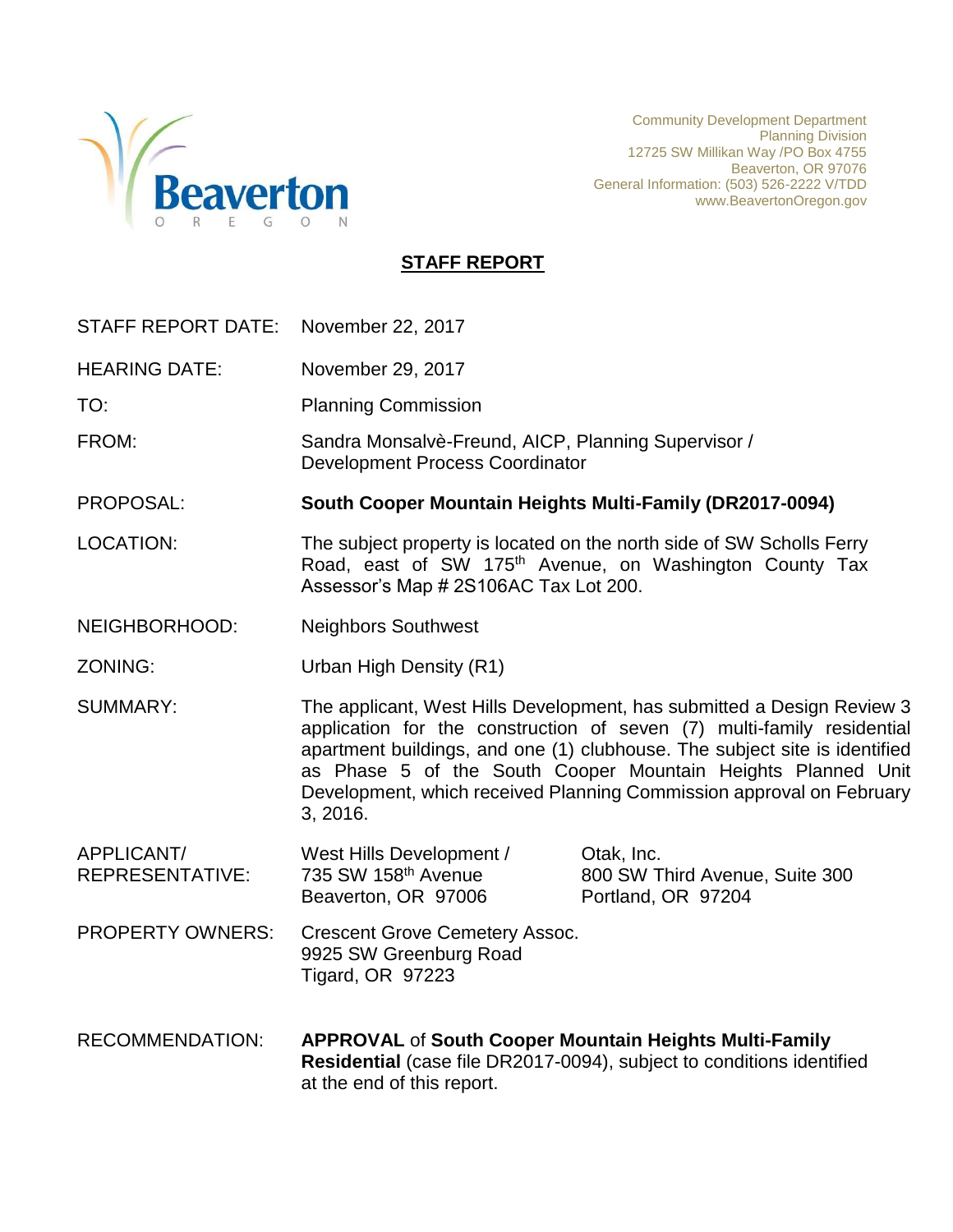Community Development Department
Planning Division
12725 SW Millikan Way /PO Box 4755
Beaverton, OR 97076
General Information: (503) 526-2222 V/TDD
www.BeavertonOregon.gov

# STAFF REPORT

**STAFF REPORT DATE:** November 22, 2017

**HEARING DATE:** November 29, 2017

**TO:** Planning Commission

**FROM:** Sandra Monsalvè-Freund, AICP, Planning Supervisor / Development Process Coordinator

**PROPOSAL:** **South Cooper Mountain Heights Multi-Family (DR2017-0094)**

**LOCATION:** The subject property is located on the north side of SW Scholls Ferry Road, east of SW 175th Avenue, on Washington County Tax Assessor's Map # 2S106AC Tax Lot 200.

**NEIGHBORHOOD:** Neighbors Southwest

**ZONING:** Urban High Density (R1)

**SUMMARY:** The applicant, West Hills Development, has submitted a Design Review 3 application for the construction of seven (7) multi-family residential apartment buildings, and one (1) clubhouse. The subject site is identified as Phase 5 of the South Cooper Mountain Heights Planned Unit Development, which received Planning Commission approval on February 3, 2016.

**APPLICANT/ REPRESENTATIVE:**

West Hills Development /
735 SW 158th Avenue
Beaverton, OR 97006

Otak, Inc.
800 SW Third Avenue, Suite 300
Portland, OR 97204

**PROPERTY OWNERS:** Crescent Grove Cemetery Assoc.
9925 SW Greenburg Road
Tigard, OR 97223

**RECOMMENDATION:** **APPROVAL** of **South Cooper Mountain Heights Multi-Family Residential** (case file DR2017-0094), subject to conditions identified at the end of this report.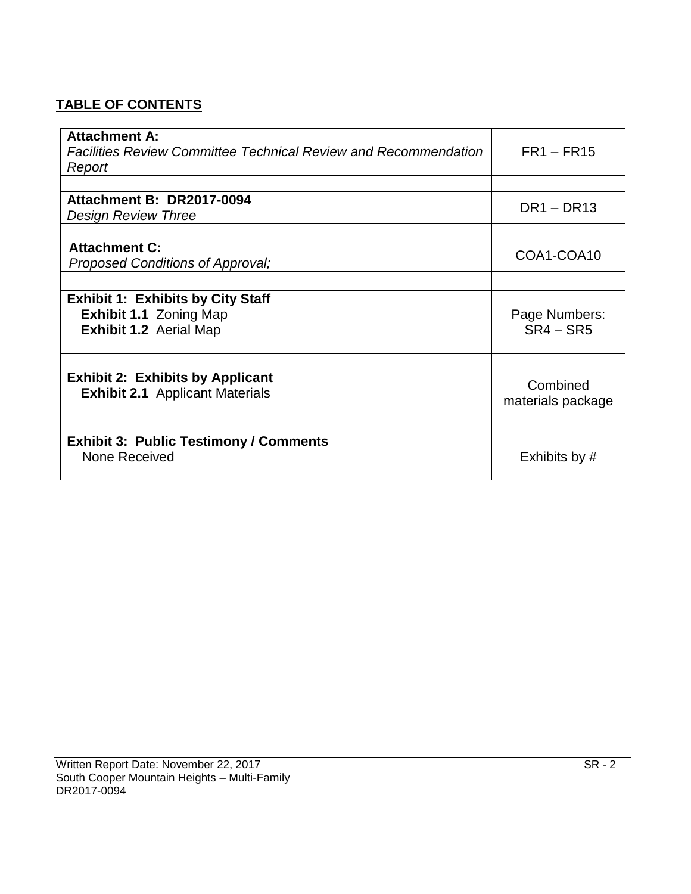## TABLE OF CONTENTS

| | |
|---|---|
| **Attachment A:** *Facilities Review Committee Technical Review and Recommendation Report* | FR1 – FR15 |
| | |
| **Attachment B: DR2017-0094** *Design Review Three* | DR1 – DR13 |
| | |
| **Attachment C:** *Proposed Conditions of Approval;* | COA1-COA10 |
| | |
| **Exhibit 1: Exhibits by City Staff**<br>**Exhibit 1.1** Zoning Map<br>**Exhibit 1.2** Aerial Map | Page Numbers: SR4 – SR5 |
| | |
| **Exhibit 2: Exhibits by Applicant**<br>**Exhibit 2.1** Applicant Materials | Combined materials package |
| | |
| **Exhibit 3: Public Testimony / Comments**<br>None Received | Exhibits by # |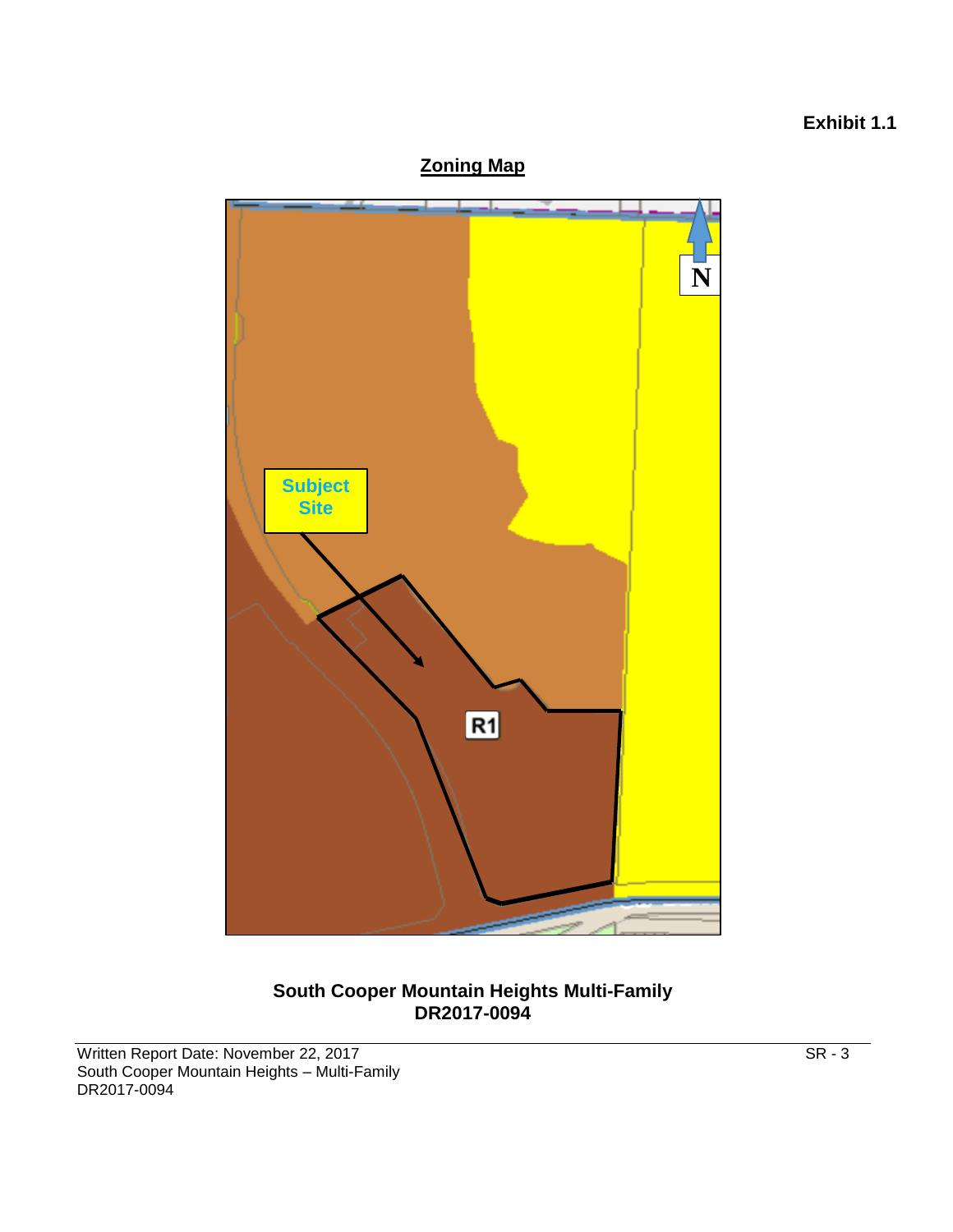**Exhibit 1.1**

## Zoning Map

Subject Site

R1

N

**South Cooper Mountain Heights Multi-Family**
**DR2017-0094**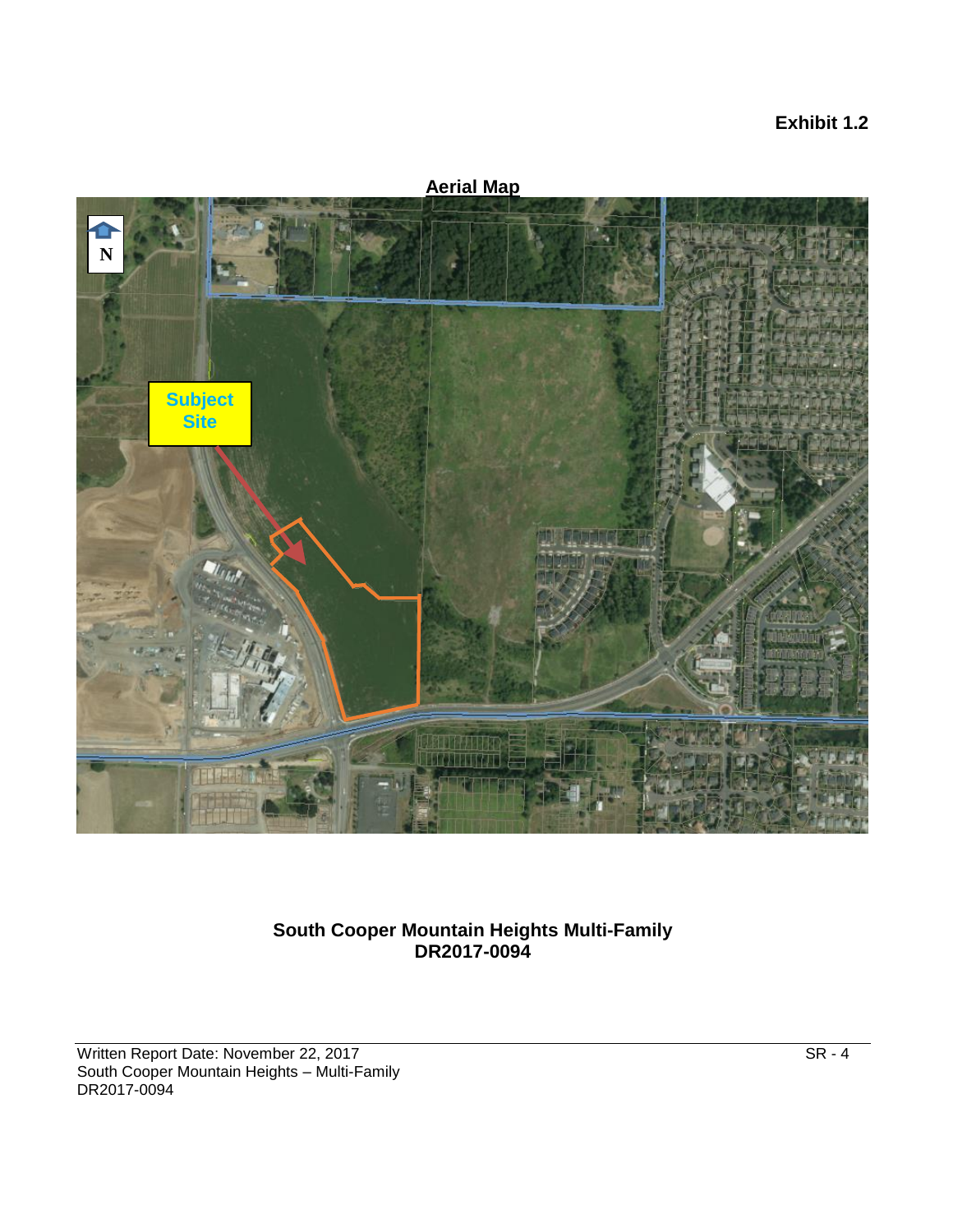**Exhibit 1.2**

**Aerial Map**

N

Subject Site

**South Cooper Mountain Heights Multi-Family**
**DR2017-0094**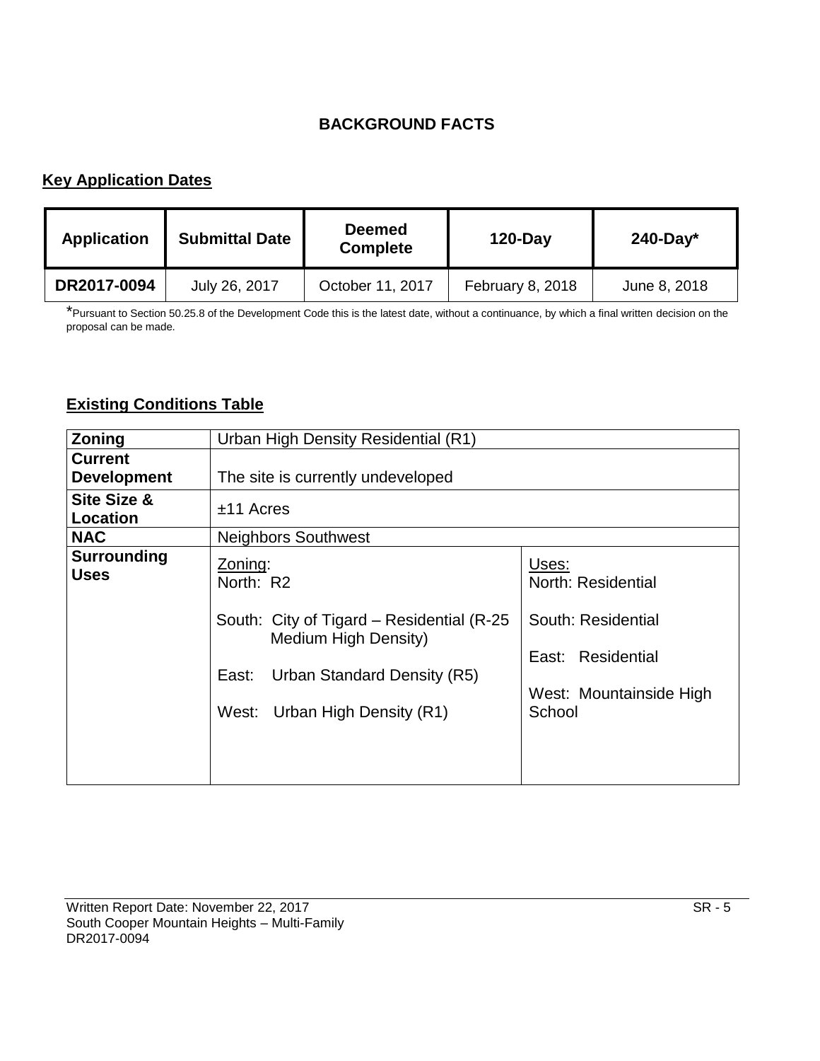## BACKGROUND FACTS

### Key Application Dates

| Application | Submittal Date | Deemed Complete | 120-Day | 240-Day* |
|---|---|---|---|---|
| DR2017-0094 | July 26, 2017 | October 11, 2017 | February 8, 2018 | June 8, 2018 |

*Pursuant to Section 50.25.8 of the Development Code this is the latest date, without a continuance, by which a final written decision on the proposal can be made.

### Existing Conditions Table

| **Zoning** | Urban High Density Residential (R1) | |
|---|---|---|
| **Current Development** | The site is currently undeveloped | |
| **Site Size & Location** | ±11 Acres | |
| **NAC** | Neighbors Southwest | |
| **Surrounding Uses** | Zoning:<br>North: R2<br><br>South: City of Tigard – Residential (R-25 Medium High Density)<br><br>East: Urban Standard Density (R5)<br><br>West: Urban High Density (R1) | Uses:<br>North: Residential<br><br>South: Residential<br><br>East: Residential<br><br>West: Mountainside High School |

Written Report Date: November 22, 2017
South Cooper Mountain Heights – Multi-Family
DR2017-0094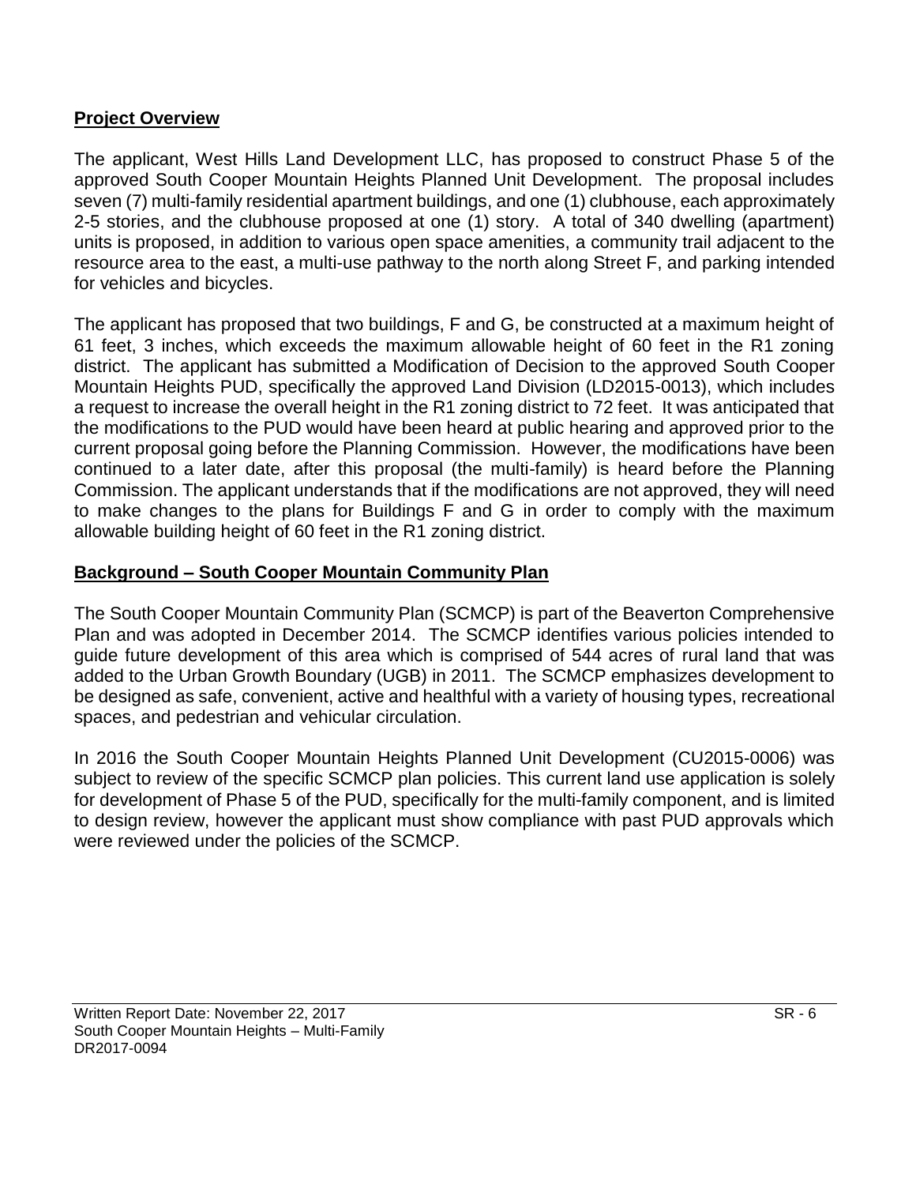## Project Overview

The applicant, West Hills Land Development LLC, has proposed to construct Phase 5 of the approved South Cooper Mountain Heights Planned Unit Development. The proposal includes seven (7) multi-family residential apartment buildings, and one (1) clubhouse, each approximately 2-5 stories, and the clubhouse proposed at one (1) story. A total of 340 dwelling (apartment) units is proposed, in addition to various open space amenities, a community trail adjacent to the resource area to the east, a multi-use pathway to the north along Street F, and parking intended for vehicles and bicycles.

The applicant has proposed that two buildings, F and G, be constructed at a maximum height of 61 feet, 3 inches, which exceeds the maximum allowable height of 60 feet in the R1 zoning district. The applicant has submitted a Modification of Decision to the approved South Cooper Mountain Heights PUD, specifically the approved Land Division (LD2015-0013), which includes a request to increase the overall height in the R1 zoning district to 72 feet. It was anticipated that the modifications to the PUD would have been heard at public hearing and approved prior to the current proposal going before the Planning Commission. However, the modifications have been continued to a later date, after this proposal (the multi-family) is heard before the Planning Commission. The applicant understands that if the modifications are not approved, they will need to make changes to the plans for Buildings F and G in order to comply with the maximum allowable building height of 60 feet in the R1 zoning district.

## Background – South Cooper Mountain Community Plan

The South Cooper Mountain Community Plan (SCMCP) is part of the Beaverton Comprehensive Plan and was adopted in December 2014. The SCMCP identifies various policies intended to guide future development of this area which is comprised of 544 acres of rural land that was added to the Urban Growth Boundary (UGB) in 2011. The SCMCP emphasizes development to be designed as safe, convenient, active and healthful with a variety of housing types, recreational spaces, and pedestrian and vehicular circulation.

In 2016 the South Cooper Mountain Heights Planned Unit Development (CU2015-0006) was subject to review of the specific SCMCP plan policies. This current land use application is solely for development of Phase 5 of the PUD, specifically for the multi-family component, and is limited to design review, however the applicant must show compliance with past PUD approvals which were reviewed under the policies of the SCMCP.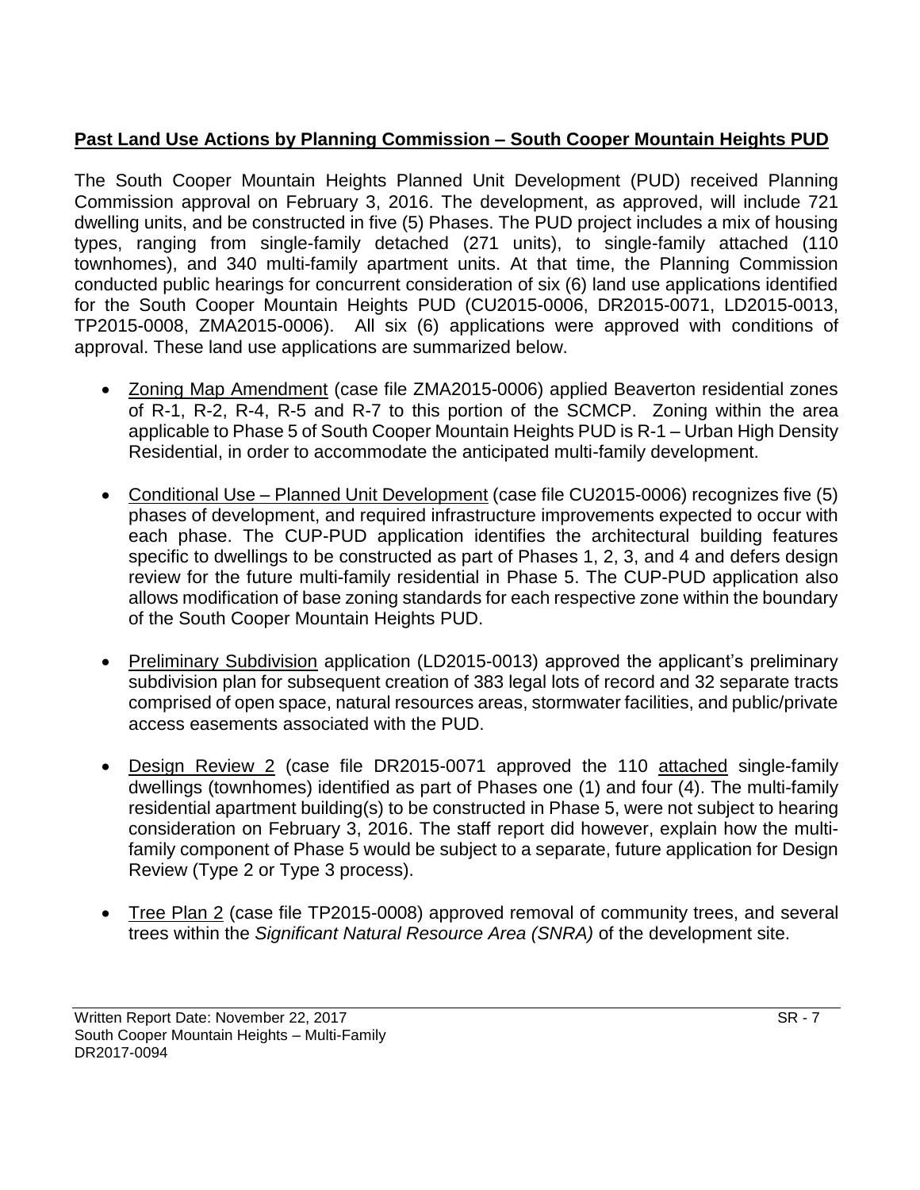**Past Land Use Actions by Planning Commission – South Cooper Mountain Heights PUD**

The South Cooper Mountain Heights Planned Unit Development (PUD) received Planning Commission approval on February 3, 2016. The development, as approved, will include 721 dwelling units, and be constructed in five (5) Phases. The PUD project includes a mix of housing types, ranging from single-family detached (271 units), to single-family attached (110 townhomes), and 340 multi-family apartment units. At that time, the Planning Commission conducted public hearings for concurrent consideration of six (6) land use applications identified for the South Cooper Mountain Heights PUD (CU2015-0006, DR2015-0071, LD2015-0013, TP2015-0008, ZMA2015-0006). All six (6) applications were approved with conditions of approval. These land use applications are summarized below.

- Zoning Map Amendment (case file ZMA2015-0006) applied Beaverton residential zones of R-1, R-2, R-4, R-5 and R-7 to this portion of the SCMCP. Zoning within the area applicable to Phase 5 of South Cooper Mountain Heights PUD is R-1 – Urban High Density Residential, in order to accommodate the anticipated multi-family development.

- Conditional Use – Planned Unit Development (case file CU2015-0006) recognizes five (5) phases of development, and required infrastructure improvements expected to occur with each phase. The CUP-PUD application identifies the architectural building features specific to dwellings to be constructed as part of Phases 1, 2, 3, and 4 and defers design review for the future multi-family residential in Phase 5. The CUP-PUD application also allows modification of base zoning standards for each respective zone within the boundary of the South Cooper Mountain Heights PUD.

- Preliminary Subdivision application (LD2015-0013) approved the applicant's preliminary subdivision plan for subsequent creation of 383 legal lots of record and 32 separate tracts comprised of open space, natural resources areas, stormwater facilities, and public/private access easements associated with the PUD.

- Design Review 2 (case file DR2015-0071 approved the 110 attached single-family dwellings (townhomes) identified as part of Phases one (1) and four (4). The multi-family residential apartment building(s) to be constructed in Phase 5, were not subject to hearing consideration on February 3, 2016. The staff report did however, explain how the multi-family component of Phase 5 would be subject to a separate, future application for Design Review (Type 2 or Type 3 process).

- Tree Plan 2 (case file TP2015-0008) approved removal of community trees, and several trees within the *Significant Natural Resource Area (SNRA)* of the development site.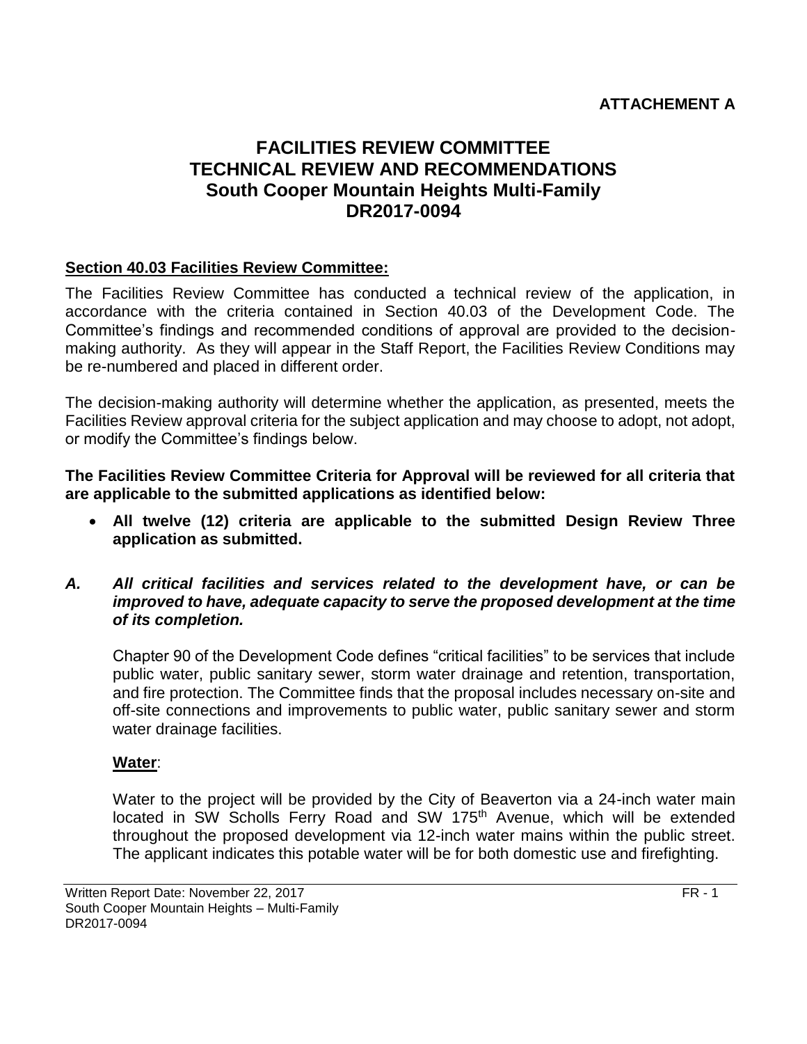**ATTACHEMENT A**

# FACILITIES REVIEW COMMITTEE
# TECHNICAL REVIEW AND RECOMMENDATIONS
## South Cooper Mountain Heights Multi-Family
## DR2017-0094

**Section 40.03 Facilities Review Committee:**

The Facilities Review Committee has conducted a technical review of the application, in accordance with the criteria contained in Section 40.03 of the Development Code. The Committee's findings and recommended conditions of approval are provided to the decision-making authority. As they will appear in the Staff Report, the Facilities Review Conditions may be re-numbered and placed in different order.

The decision-making authority will determine whether the application, as presented, meets the Facilities Review approval criteria for the subject application and may choose to adopt, not adopt, or modify the Committee's findings below.

**The Facilities Review Committee Criteria for Approval will be reviewed for all criteria that are applicable to the submitted applications as identified below:**

- **All twelve (12) criteria are applicable to the submitted Design Review Three application as submitted.**

***A. All critical facilities and services related to the development have, or can be improved to have, adequate capacity to serve the proposed development at the time of its completion.***

Chapter 90 of the Development Code defines "critical facilities" to be services that include public water, public sanitary sewer, storm water drainage and retention, transportation, and fire protection. The Committee finds that the proposal includes necessary on-site and off-site connections and improvements to public water, public sanitary sewer and storm water drainage facilities.

**Water**:

Water to the project will be provided by the City of Beaverton via a 24-inch water main located in SW Scholls Ferry Road and SW 175th Avenue, which will be extended throughout the proposed development via 12-inch water mains within the public street. The applicant indicates this potable water will be for both domestic use and firefighting.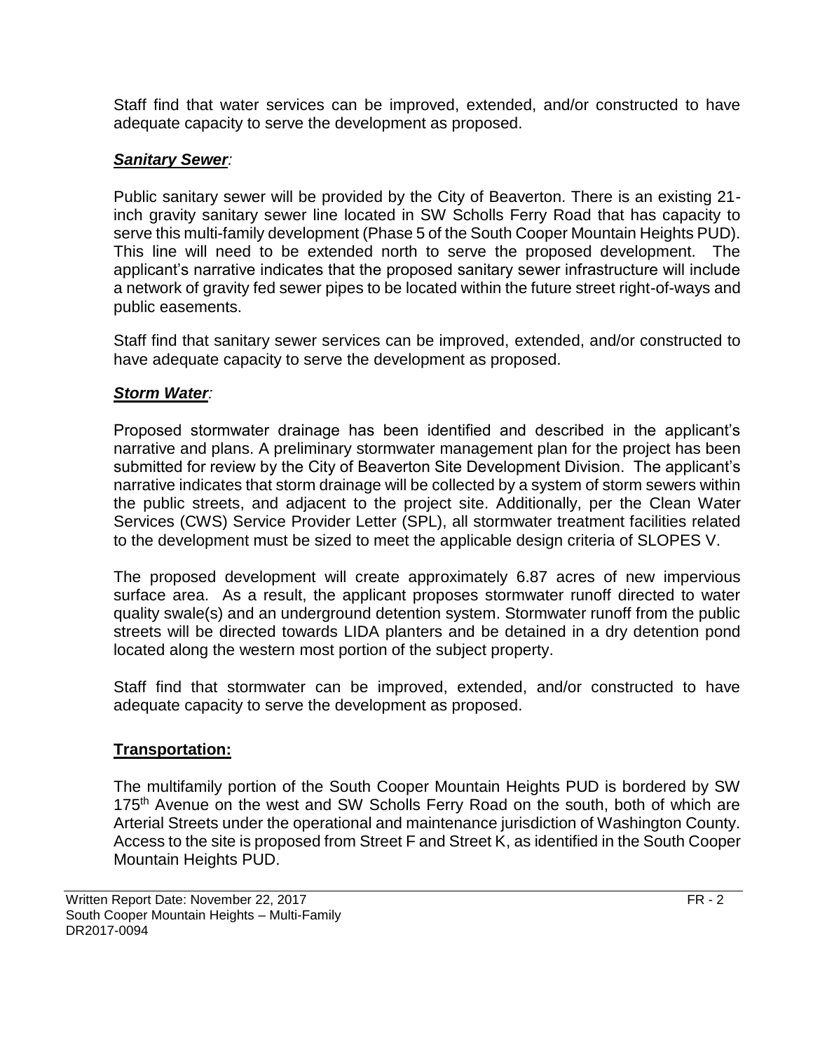Staff find that water services can be improved, extended, and/or constructed to have adequate capacity to serve the development as proposed.

***Sanitary Sewer:***

Public sanitary sewer will be provided by the City of Beaverton. There is an existing 21-inch gravity sanitary sewer line located in SW Scholls Ferry Road that has capacity to serve this multi-family development (Phase 5 of the South Cooper Mountain Heights PUD). This line will need to be extended north to serve the proposed development. The applicant's narrative indicates that the proposed sanitary sewer infrastructure will include a network of gravity fed sewer pipes to be located within the future street right-of-ways and public easements.

Staff find that sanitary sewer services can be improved, extended, and/or constructed to have adequate capacity to serve the development as proposed.

***Storm Water:***

Proposed stormwater drainage has been identified and described in the applicant's narrative and plans. A preliminary stormwater management plan for the project has been submitted for review by the City of Beaverton Site Development Division. The applicant's narrative indicates that storm drainage will be collected by a system of storm sewers within the public streets, and adjacent to the project site. Additionally, per the Clean Water Services (CWS) Service Provider Letter (SPL), all stormwater treatment facilities related to the development must be sized to meet the applicable design criteria of SLOPES V.

The proposed development will create approximately 6.87 acres of new impervious surface area. As a result, the applicant proposes stormwater runoff directed to water quality swale(s) and an underground detention system. Stormwater runoff from the public streets will be directed towards LIDA planters and be detained in a dry detention pond located along the western most portion of the subject property.

Staff find that stormwater can be improved, extended, and/or constructed to have adequate capacity to serve the development as proposed.

**Transportation:**

The multifamily portion of the South Cooper Mountain Heights PUD is bordered by SW 175th Avenue on the west and SW Scholls Ferry Road on the south, both of which are Arterial Streets under the operational and maintenance jurisdiction of Washington County. Access to the site is proposed from Street F and Street K, as identified in the South Cooper Mountain Heights PUD.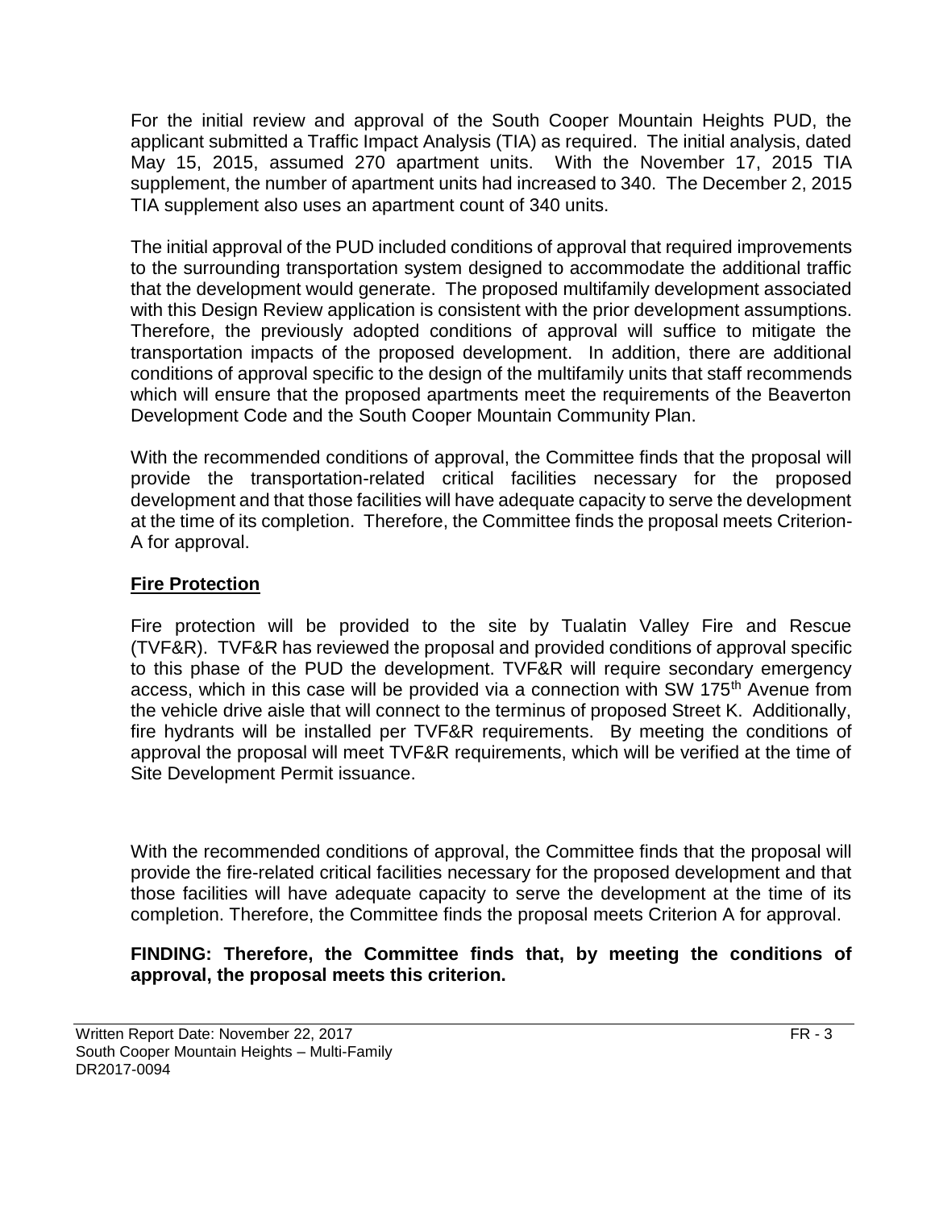For the initial review and approval of the South Cooper Mountain Heights PUD, the applicant submitted a Traffic Impact Analysis (TIA) as required. The initial analysis, dated May 15, 2015, assumed 270 apartment units. With the November 17, 2015 TIA supplement, the number of apartment units had increased to 340. The December 2, 2015 TIA supplement also uses an apartment count of 340 units.

The initial approval of the PUD included conditions of approval that required improvements to the surrounding transportation system designed to accommodate the additional traffic that the development would generate. The proposed multifamily development associated with this Design Review application is consistent with the prior development assumptions. Therefore, the previously adopted conditions of approval will suffice to mitigate the transportation impacts of the proposed development. In addition, there are additional conditions of approval specific to the design of the multifamily units that staff recommends which will ensure that the proposed apartments meet the requirements of the Beaverton Development Code and the South Cooper Mountain Community Plan.

With the recommended conditions of approval, the Committee finds that the proposal will provide the transportation-related critical facilities necessary for the proposed development and that those facilities will have adequate capacity to serve the development at the time of its completion. Therefore, the Committee finds the proposal meets Criterion-A for approval.

**Fire Protection**

Fire protection will be provided to the site by Tualatin Valley Fire and Rescue (TVF&R). TVF&R has reviewed the proposal and provided conditions of approval specific to this phase of the PUD the development. TVF&R will require secondary emergency access, which in this case will be provided via a connection with SW 175th Avenue from the vehicle drive aisle that will connect to the terminus of proposed Street K. Additionally, fire hydrants will be installed per TVF&R requirements. By meeting the conditions of approval the proposal will meet TVF&R requirements, which will be verified at the time of Site Development Permit issuance.

With the recommended conditions of approval, the Committee finds that the proposal will provide the fire-related critical facilities necessary for the proposed development and that those facilities will have adequate capacity to serve the development at the time of its completion. Therefore, the Committee finds the proposal meets Criterion A for approval.

**FINDING: Therefore, the Committee finds that, by meeting the conditions of approval, the proposal meets this criterion.**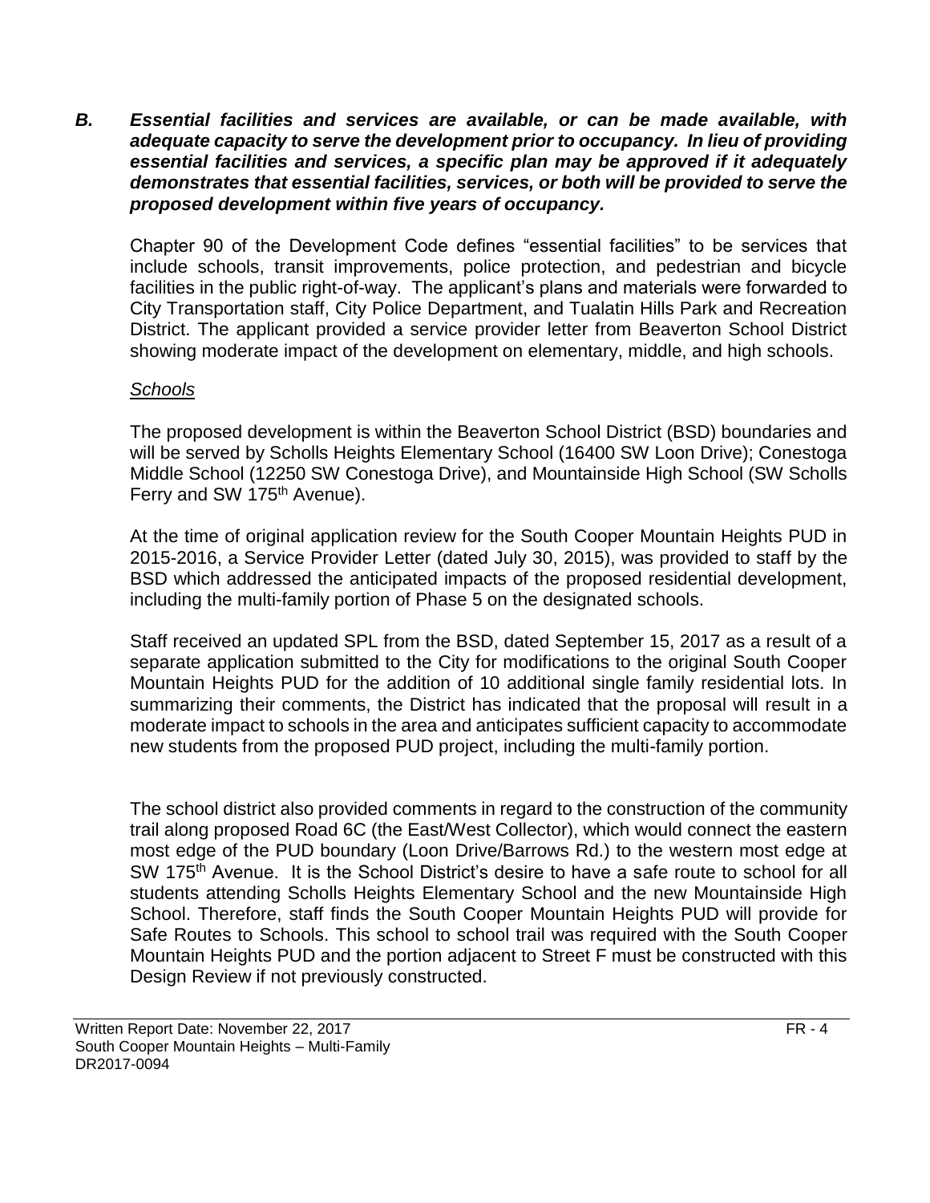***B. Essential facilities and services are available, or can be made available, with adequate capacity to serve the development prior to occupancy. In lieu of providing essential facilities and services, a specific plan may be approved if it adequately demonstrates that essential facilities, services, or both will be provided to serve the proposed development within five years of occupancy.***

Chapter 90 of the Development Code defines "essential facilities" to be services that include schools, transit improvements, police protection, and pedestrian and bicycle facilities in the public right-of-way. The applicant's plans and materials were forwarded to City Transportation staff, City Police Department, and Tualatin Hills Park and Recreation District. The applicant provided a service provider letter from Beaverton School District showing moderate impact of the development on elementary, middle, and high schools.

*Schools*

The proposed development is within the Beaverton School District (BSD) boundaries and will be served by Scholls Heights Elementary School (16400 SW Loon Drive); Conestoga Middle School (12250 SW Conestoga Drive), and Mountainside High School (SW Scholls Ferry and SW 175th Avenue).

At the time of original application review for the South Cooper Mountain Heights PUD in 2015-2016, a Service Provider Letter (dated July 30, 2015), was provided to staff by the BSD which addressed the anticipated impacts of the proposed residential development, including the multi-family portion of Phase 5 on the designated schools.

Staff received an updated SPL from the BSD, dated September 15, 2017 as a result of a separate application submitted to the City for modifications to the original South Cooper Mountain Heights PUD for the addition of 10 additional single family residential lots. In summarizing their comments, the District has indicated that the proposal will result in a moderate impact to schools in the area and anticipates sufficient capacity to accommodate new students from the proposed PUD project, including the multi-family portion.

The school district also provided comments in regard to the construction of the community trail along proposed Road 6C (the East/West Collector), which would connect the eastern most edge of the PUD boundary (Loon Drive/Barrows Rd.) to the western most edge at SW 175th Avenue. It is the School District's desire to have a safe route to school for all students attending Scholls Heights Elementary School and the new Mountainside High School. Therefore, staff finds the South Cooper Mountain Heights PUD will provide for Safe Routes to Schools. This school to school trail was required with the South Cooper Mountain Heights PUD and the portion adjacent to Street F must be constructed with this Design Review if not previously constructed.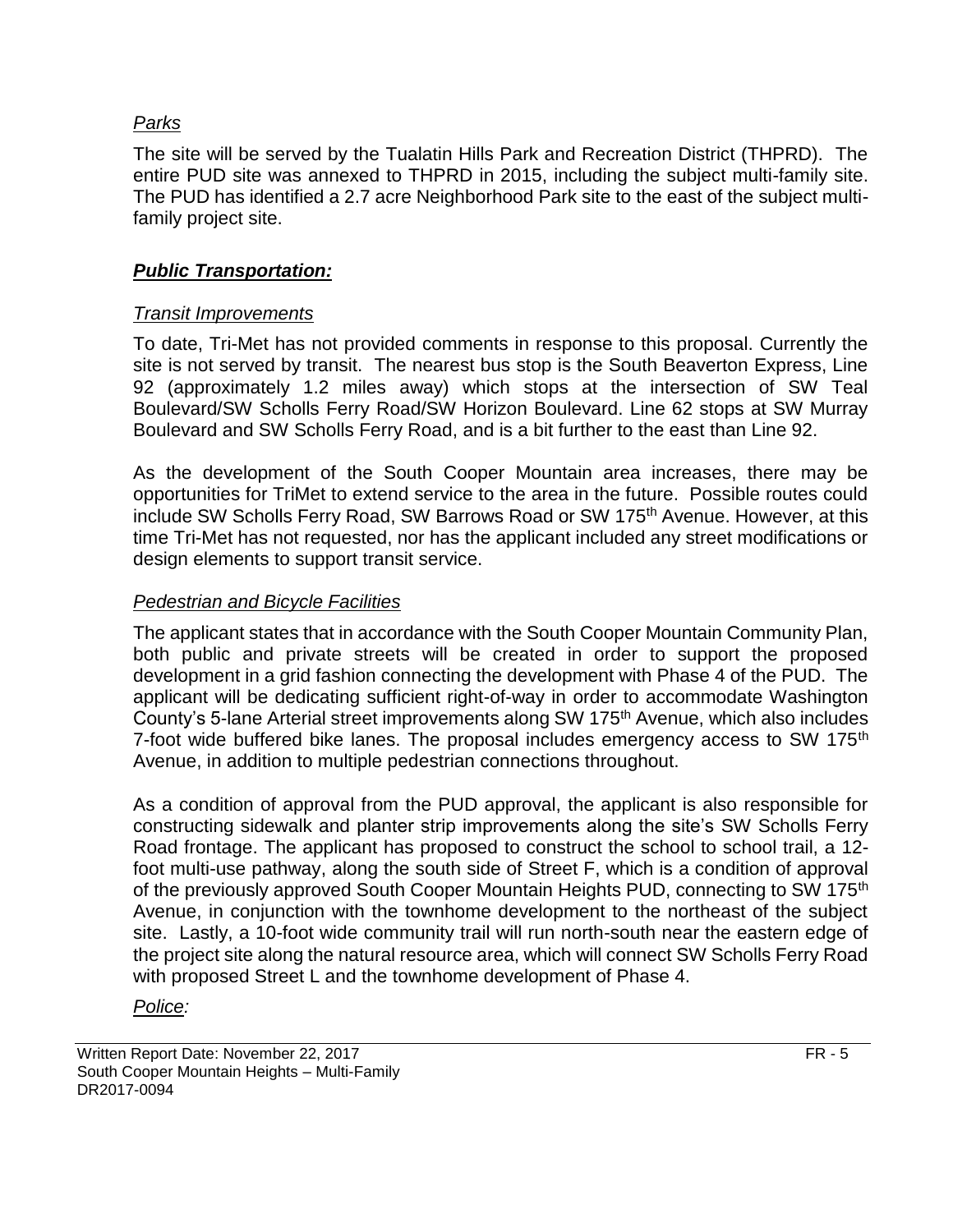*Parks*

The site will be served by the Tualatin Hills Park and Recreation District (THPRD). The entire PUD site was annexed to THPRD in 2015, including the subject multi-family site. The PUD has identified a 2.7 acre Neighborhood Park site to the east of the subject multi-family project site.

***Public Transportation:***

*Transit Improvements*

To date, Tri-Met has not provided comments in response to this proposal. Currently the site is not served by transit. The nearest bus stop is the South Beaverton Express, Line 92 (approximately 1.2 miles away) which stops at the intersection of SW Teal Boulevard/SW Scholls Ferry Road/SW Horizon Boulevard. Line 62 stops at SW Murray Boulevard and SW Scholls Ferry Road, and is a bit further to the east than Line 92.

As the development of the South Cooper Mountain area increases, there may be opportunities for TriMet to extend service to the area in the future. Possible routes could include SW Scholls Ferry Road, SW Barrows Road or SW 175th Avenue. However, at this time Tri-Met has not requested, nor has the applicant included any street modifications or design elements to support transit service.

*Pedestrian and Bicycle Facilities*

The applicant states that in accordance with the South Cooper Mountain Community Plan, both public and private streets will be created in order to support the proposed development in a grid fashion connecting the development with Phase 4 of the PUD. The applicant will be dedicating sufficient right-of-way in order to accommodate Washington County's 5-lane Arterial street improvements along SW 175th Avenue, which also includes 7-foot wide buffered bike lanes. The proposal includes emergency access to SW 175th Avenue, in addition to multiple pedestrian connections throughout.

As a condition of approval from the PUD approval, the applicant is also responsible for constructing sidewalk and planter strip improvements along the site's SW Scholls Ferry Road frontage. The applicant has proposed to construct the school to school trail, a 12-foot multi-use pathway, along the south side of Street F, which is a condition of approval of the previously approved South Cooper Mountain Heights PUD, connecting to SW 175th Avenue, in conjunction with the townhome development to the northeast of the subject site. Lastly, a 10-foot wide community trail will run north-south near the eastern edge of the project site along the natural resource area, which will connect SW Scholls Ferry Road with proposed Street L and the townhome development of Phase 4.

*Police:*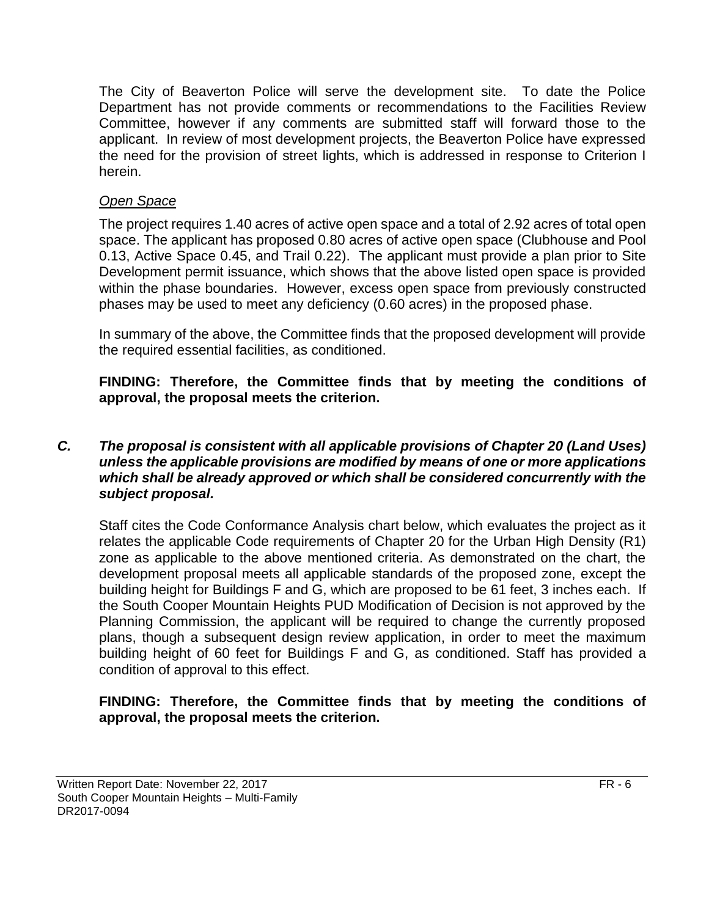The City of Beaverton Police will serve the development site. To date the Police Department has not provide comments or recommendations to the Facilities Review Committee, however if any comments are submitted staff will forward those to the applicant. In review of most development projects, the Beaverton Police have expressed the need for the provision of street lights, which is addressed in response to Criterion I herein.

*Open Space*

The project requires 1.40 acres of active open space and a total of 2.92 acres of total open space. The applicant has proposed 0.80 acres of active open space (Clubhouse and Pool 0.13, Active Space 0.45, and Trail 0.22). The applicant must provide a plan prior to Site Development permit issuance, which shows that the above listed open space is provided within the phase boundaries. However, excess open space from previously constructed phases may be used to meet any deficiency (0.60 acres) in the proposed phase.

In summary of the above, the Committee finds that the proposed development will provide the required essential facilities, as conditioned.

**FINDING: Therefore, the Committee finds that by meeting the conditions of approval, the proposal meets the criterion.**

***C. The proposal is consistent with all applicable provisions of Chapter 20 (Land Uses) unless the applicable provisions are modified by means of one or more applications which shall be already approved or which shall be considered concurrently with the subject proposal.***

Staff cites the Code Conformance Analysis chart below, which evaluates the project as it relates the applicable Code requirements of Chapter 20 for the Urban High Density (R1) zone as applicable to the above mentioned criteria. As demonstrated on the chart, the development proposal meets all applicable standards of the proposed zone, except the building height for Buildings F and G, which are proposed to be 61 feet, 3 inches each. If the South Cooper Mountain Heights PUD Modification of Decision is not approved by the Planning Commission, the applicant will be required to change the currently proposed plans, though a subsequent design review application, in order to meet the maximum building height of 60 feet for Buildings F and G, as conditioned. Staff has provided a condition of approval to this effect.

**FINDING: Therefore, the Committee finds that by meeting the conditions of approval, the proposal meets the criterion.**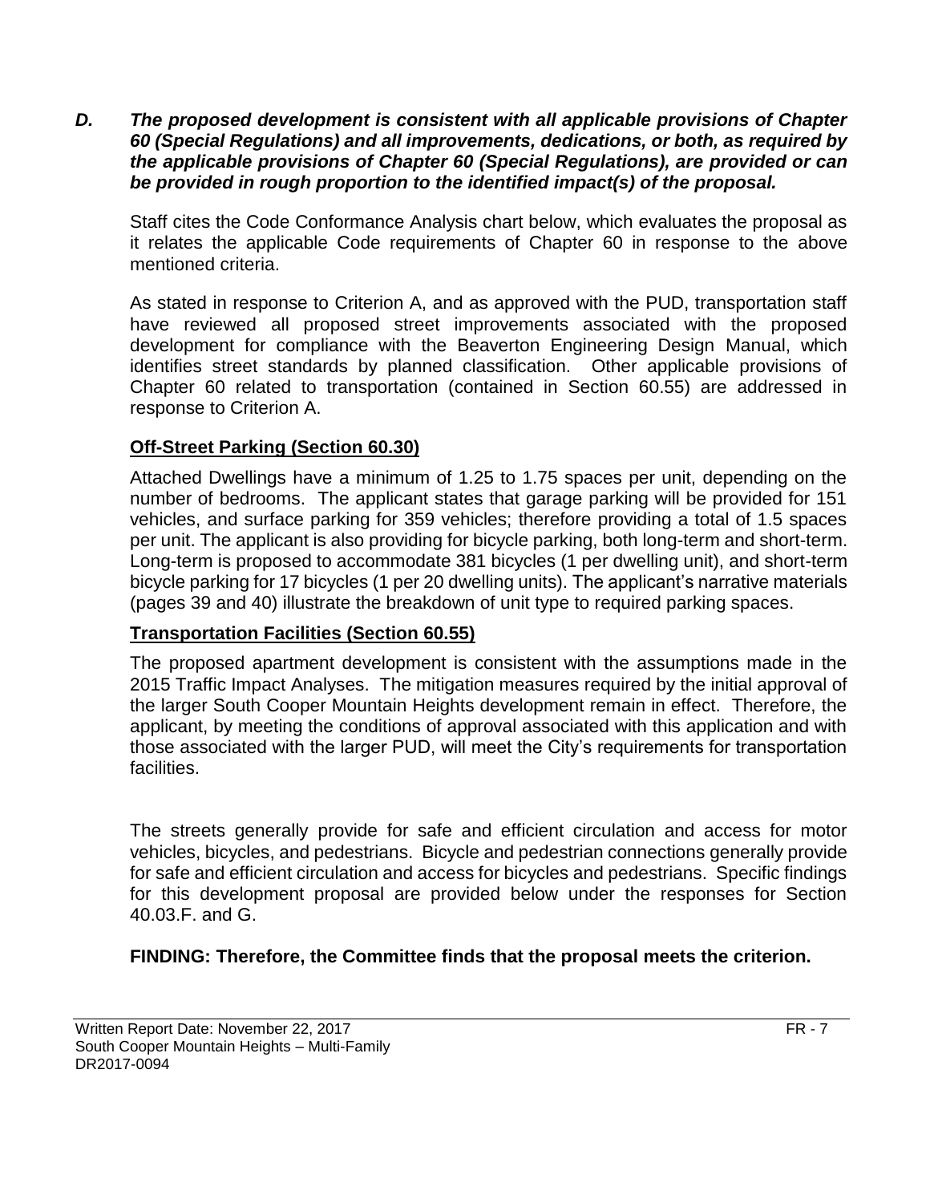***D. The proposed development is consistent with all applicable provisions of Chapter 60 (Special Regulations) and all improvements, dedications, or both, as required by the applicable provisions of Chapter 60 (Special Regulations), are provided or can be provided in rough proportion to the identified impact(s) of the proposal.***

Staff cites the Code Conformance Analysis chart below, which evaluates the proposal as it relates the applicable Code requirements of Chapter 60 in response to the above mentioned criteria.

As stated in response to Criterion A, and as approved with the PUD, transportation staff have reviewed all proposed street improvements associated with the proposed development for compliance with the Beaverton Engineering Design Manual, which identifies street standards by planned classification. Other applicable provisions of Chapter 60 related to transportation (contained in Section 60.55) are addressed in response to Criterion A.

**Off-Street Parking (Section 60.30)**

Attached Dwellings have a minimum of 1.25 to 1.75 spaces per unit, depending on the number of bedrooms. The applicant states that garage parking will be provided for 151 vehicles, and surface parking for 359 vehicles; therefore providing a total of 1.5 spaces per unit. The applicant is also providing for bicycle parking, both long-term and short-term. Long-term is proposed to accommodate 381 bicycles (1 per dwelling unit), and short-term bicycle parking for 17 bicycles (1 per 20 dwelling units). The applicant's narrative materials (pages 39 and 40) illustrate the breakdown of unit type to required parking spaces.

**Transportation Facilities (Section 60.55)**

The proposed apartment development is consistent with the assumptions made in the 2015 Traffic Impact Analyses. The mitigation measures required by the initial approval of the larger South Cooper Mountain Heights development remain in effect. Therefore, the applicant, by meeting the conditions of approval associated with this application and with those associated with the larger PUD, will meet the City's requirements for transportation facilities.

The streets generally provide for safe and efficient circulation and access for motor vehicles, bicycles, and pedestrians. Bicycle and pedestrian connections generally provide for safe and efficient circulation and access for bicycles and pedestrians. Specific findings for this development proposal are provided below under the responses for Section 40.03.F. and G.

**FINDING: Therefore, the Committee finds that the proposal meets the criterion.**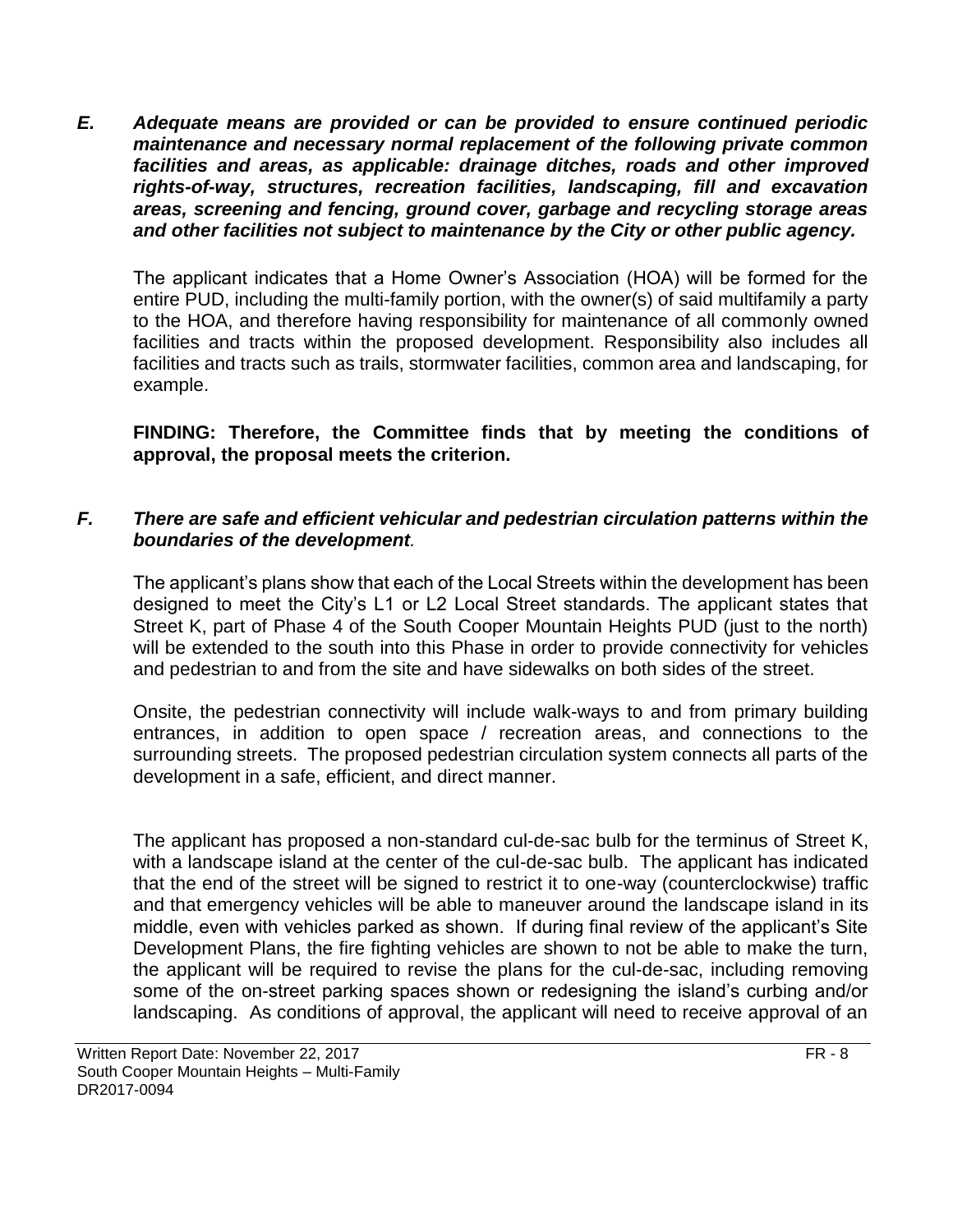***E. Adequate means are provided or can be provided to ensure continued periodic maintenance and necessary normal replacement of the following private common facilities and areas, as applicable: drainage ditches, roads and other improved rights-of-way, structures, recreation facilities, landscaping, fill and excavation areas, screening and fencing, ground cover, garbage and recycling storage areas and other facilities not subject to maintenance by the City or other public agency.***

The applicant indicates that a Home Owner's Association (HOA) will be formed for the entire PUD, including the multi-family portion, with the owner(s) of said multifamily a party to the HOA, and therefore having responsibility for maintenance of all commonly owned facilities and tracts within the proposed development. Responsibility also includes all facilities and tracts such as trails, stormwater facilities, common area and landscaping, for example.

**FINDING: Therefore, the Committee finds that by meeting the conditions of approval, the proposal meets the criterion.**

***F. There are safe and efficient vehicular and pedestrian circulation patterns within the boundaries of the development.***

The applicant's plans show that each of the Local Streets within the development has been designed to meet the City's L1 or L2 Local Street standards. The applicant states that Street K, part of Phase 4 of the South Cooper Mountain Heights PUD (just to the north) will be extended to the south into this Phase in order to provide connectivity for vehicles and pedestrian to and from the site and have sidewalks on both sides of the street.

Onsite, the pedestrian connectivity will include walk-ways to and from primary building entrances, in addition to open space / recreation areas, and connections to the surrounding streets. The proposed pedestrian circulation system connects all parts of the development in a safe, efficient, and direct manner.

The applicant has proposed a non-standard cul-de-sac bulb for the terminus of Street K, with a landscape island at the center of the cul-de-sac bulb. The applicant has indicated that the end of the street will be signed to restrict it to one-way (counterclockwise) traffic and that emergency vehicles will be able to maneuver around the landscape island in its middle, even with vehicles parked as shown. If during final review of the applicant's Site Development Plans, the fire fighting vehicles are shown to not be able to make the turn, the applicant will be required to revise the plans for the cul-de-sac, including removing some of the on-street parking spaces shown or redesigning the island's curbing and/or landscaping. As conditions of approval, the applicant will need to receive approval of an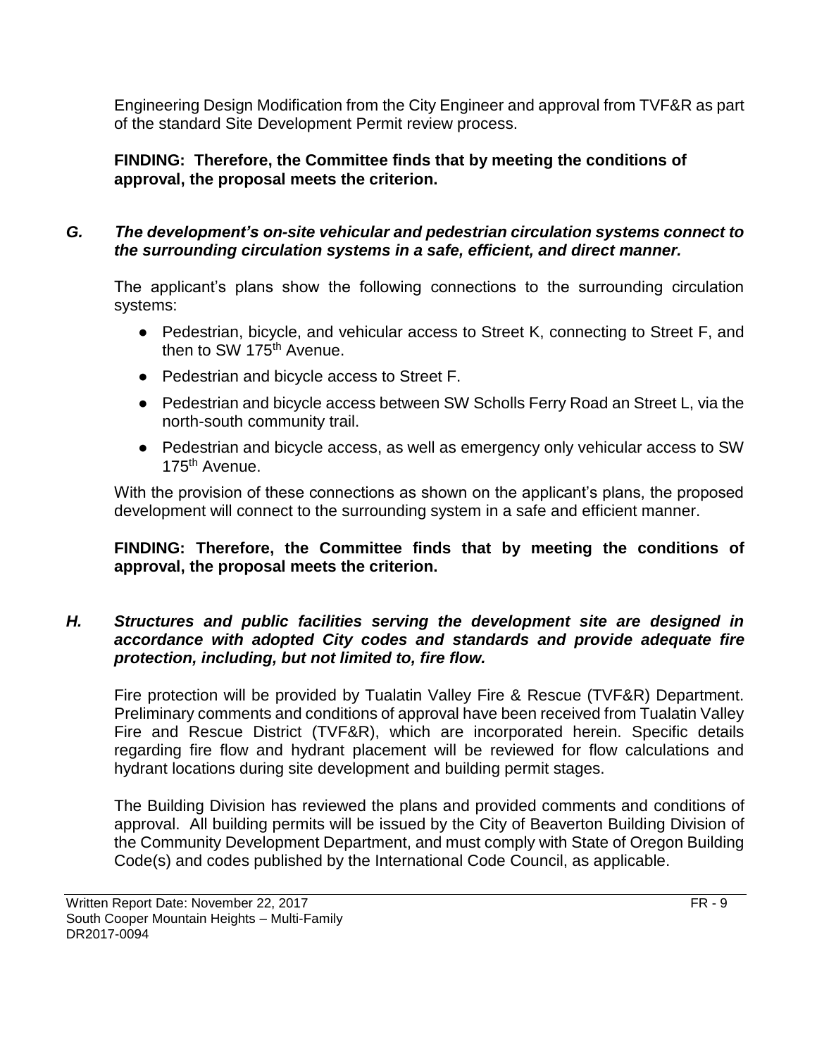Engineering Design Modification from the City Engineer and approval from TVF&R as part of the standard Site Development Permit review process.

**FINDING: Therefore, the Committee finds that by meeting the conditions of approval, the proposal meets the criterion.**

***G. The development's on-site vehicular and pedestrian circulation systems connect to the surrounding circulation systems in a safe, efficient, and direct manner.***

The applicant's plans show the following connections to the surrounding circulation systems:

- Pedestrian, bicycle, and vehicular access to Street K, connecting to Street F, and then to SW 175th Avenue.
- Pedestrian and bicycle access to Street F.
- Pedestrian and bicycle access between SW Scholls Ferry Road an Street L, via the north-south community trail.
- Pedestrian and bicycle access, as well as emergency only vehicular access to SW 175th Avenue.

With the provision of these connections as shown on the applicant's plans, the proposed development will connect to the surrounding system in a safe and efficient manner.

**FINDING: Therefore, the Committee finds that by meeting the conditions of approval, the proposal meets the criterion.**

***H. Structures and public facilities serving the development site are designed in accordance with adopted City codes and standards and provide adequate fire protection, including, but not limited to, fire flow.***

Fire protection will be provided by Tualatin Valley Fire & Rescue (TVF&R) Department. Preliminary comments and conditions of approval have been received from Tualatin Valley Fire and Rescue District (TVF&R), which are incorporated herein. Specific details regarding fire flow and hydrant placement will be reviewed for flow calculations and hydrant locations during site development and building permit stages.

The Building Division has reviewed the plans and provided comments and conditions of approval. All building permits will be issued by the City of Beaverton Building Division of the Community Development Department, and must comply with State of Oregon Building Code(s) and codes published by the International Code Council, as applicable.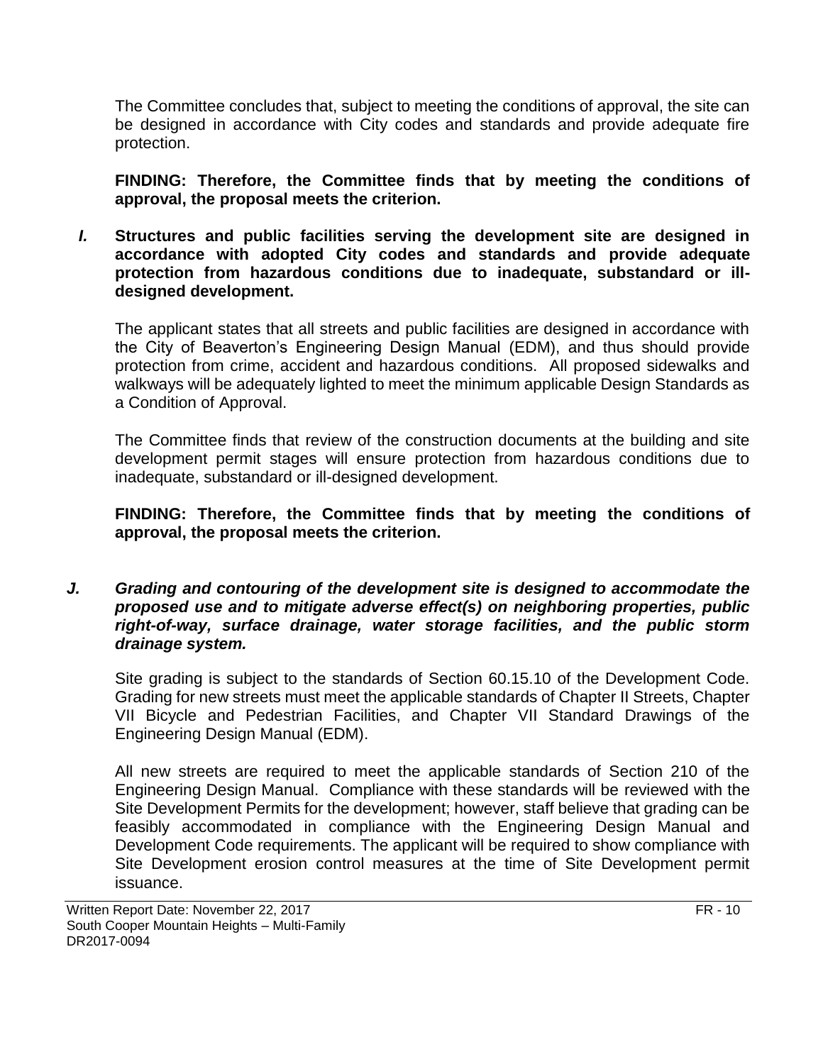The Committee concludes that, subject to meeting the conditions of approval, the site can be designed in accordance with City codes and standards and provide adequate fire protection.

**FINDING: Therefore, the Committee finds that by meeting the conditions of approval, the proposal meets the criterion.**

***I.*** **Structures and public facilities serving the development site are designed in accordance with adopted City codes and standards and provide adequate protection from hazardous conditions due to inadequate, substandard or ill-designed development.**

The applicant states that all streets and public facilities are designed in accordance with the City of Beaverton's Engineering Design Manual (EDM), and thus should provide protection from crime, accident and hazardous conditions. All proposed sidewalks and walkways will be adequately lighted to meet the minimum applicable Design Standards as a Condition of Approval.

The Committee finds that review of the construction documents at the building and site development permit stages will ensure protection from hazardous conditions due to inadequate, substandard or ill-designed development.

**FINDING: Therefore, the Committee finds that by meeting the conditions of approval, the proposal meets the criterion.**

***J. Grading and contouring of the development site is designed to accommodate the proposed use and to mitigate adverse effect(s) on neighboring properties, public right-of-way, surface drainage, water storage facilities, and the public storm drainage system.***

Site grading is subject to the standards of Section 60.15.10 of the Development Code. Grading for new streets must meet the applicable standards of Chapter II Streets, Chapter VII Bicycle and Pedestrian Facilities, and Chapter VII Standard Drawings of the Engineering Design Manual (EDM).

All new streets are required to meet the applicable standards of Section 210 of the Engineering Design Manual. Compliance with these standards will be reviewed with the Site Development Permits for the development; however, staff believe that grading can be feasibly accommodated in compliance with the Engineering Design Manual and Development Code requirements. The applicant will be required to show compliance with Site Development erosion control measures at the time of Site Development permit issuance.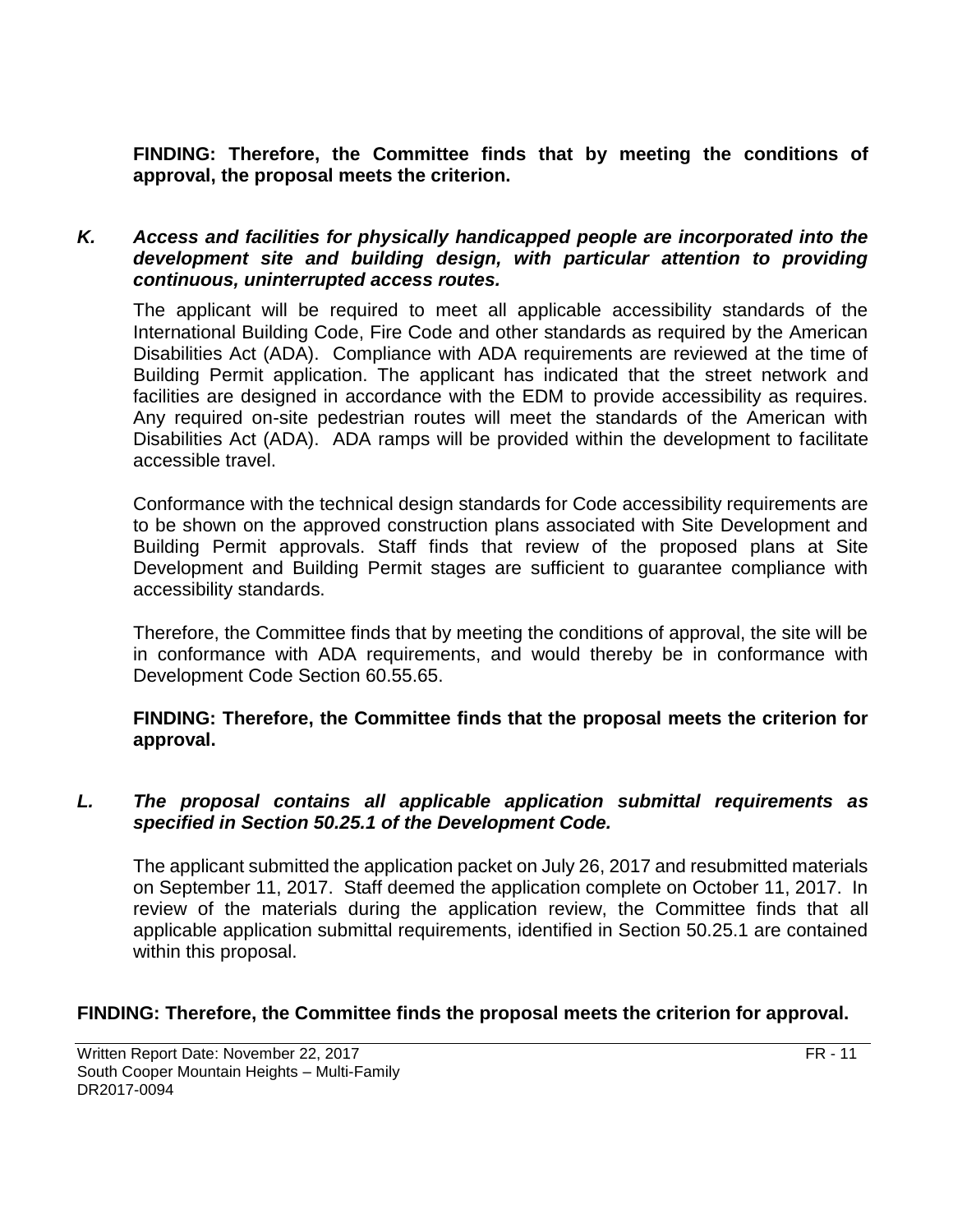**FINDING: Therefore, the Committee finds that by meeting the conditions of approval, the proposal meets the criterion.**

***K. Access and facilities for physically handicapped people are incorporated into the development site and building design, with particular attention to providing continuous, uninterrupted access routes.***

The applicant will be required to meet all applicable accessibility standards of the International Building Code, Fire Code and other standards as required by the American Disabilities Act (ADA). Compliance with ADA requirements are reviewed at the time of Building Permit application. The applicant has indicated that the street network and facilities are designed in accordance with the EDM to provide accessibility as requires. Any required on-site pedestrian routes will meet the standards of the American with Disabilities Act (ADA). ADA ramps will be provided within the development to facilitate accessible travel.

Conformance with the technical design standards for Code accessibility requirements are to be shown on the approved construction plans associated with Site Development and Building Permit approvals. Staff finds that review of the proposed plans at Site Development and Building Permit stages are sufficient to guarantee compliance with accessibility standards.

Therefore, the Committee finds that by meeting the conditions of approval, the site will be in conformance with ADA requirements, and would thereby be in conformance with Development Code Section 60.55.65.

**FINDING: Therefore, the Committee finds that the proposal meets the criterion for approval.**

***L. The proposal contains all applicable application submittal requirements as specified in Section 50.25.1 of the Development Code.***

The applicant submitted the application packet on July 26, 2017 and resubmitted materials on September 11, 2017. Staff deemed the application complete on October 11, 2017. In review of the materials during the application review, the Committee finds that all applicable application submittal requirements, identified in Section 50.25.1 are contained within this proposal.

**FINDING: Therefore, the Committee finds the proposal meets the criterion for approval.**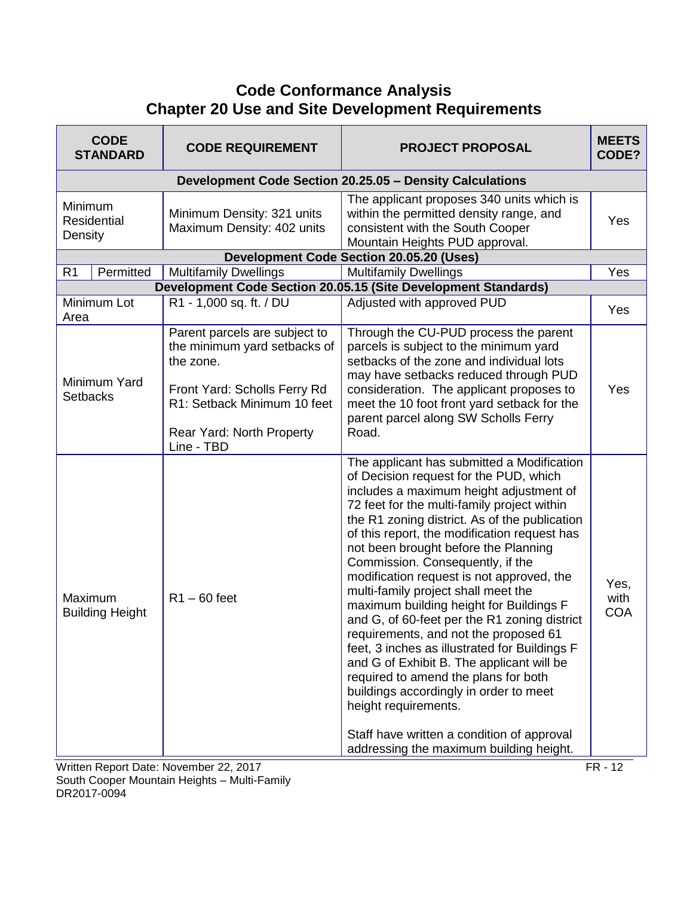# Code Conformance Analysis
## Chapter 20 Use and Site Development Requirements

| CODE STANDARD | | CODE REQUIREMENT | PROJECT PROPOSAL | MEETS CODE? |
|---|---|---|---|---|
| **Development Code Section 20.25.05 – Density Calculations** | | | | |
| Minimum Residential Density | | Minimum Density: 321 units<br>Maximum Density: 402 units | The applicant proposes 340 units which is within the permitted density range, and consistent with the South Cooper Mountain Heights PUD approval. | Yes |
| **Development Code Section 20.05.20 (Uses)** | | | | |
| R1 | Permitted | Multifamily Dwellings | Multifamily Dwellings | Yes |
| **Development Code Section 20.05.15 (Site Development Standards)** | | | | |
| Minimum Lot Area | | R1 - 1,000 sq. ft. / DU | Adjusted with approved PUD | Yes |
| Minimum Yard Setbacks | | Parent parcels are subject to the minimum yard setbacks of the zone.<br><br>Front Yard: Scholls Ferry Rd R1: Setback Minimum 10 feet<br><br>Rear Yard: North Property Line - TBD | Through the CU-PUD process the parent parcels is subject to the minimum yard setbacks of the zone and individual lots may have setbacks reduced through PUD consideration. The applicant proposes to meet the 10 foot front yard setback for the parent parcel along SW Scholls Ferry Road. | Yes |
| Maximum Building Height | | R1 – 60 feet | The applicant has submitted a Modification of Decision request for the PUD, which includes a maximum height adjustment of 72 feet for the multi-family project within the R1 zoning district. As of the publication of this report, the modification request has not been brought before the Planning Commission. Consequently, if the modification request is not approved, the multi-family project shall meet the maximum building height for Buildings F and G, of 60-feet per the R1 zoning district requirements, and not the proposed 61 feet, 3 inches as illustrated for Buildings F and G of Exhibit B. The applicant will be required to amend the plans for both buildings accordingly in order to meet height requirements.<br><br>Staff have written a condition of approval addressing the maximum building height. | Yes, with COA |

Written Report Date: November 22, 2017
South Cooper Mountain Heights – Multi-Family
DR2017-0094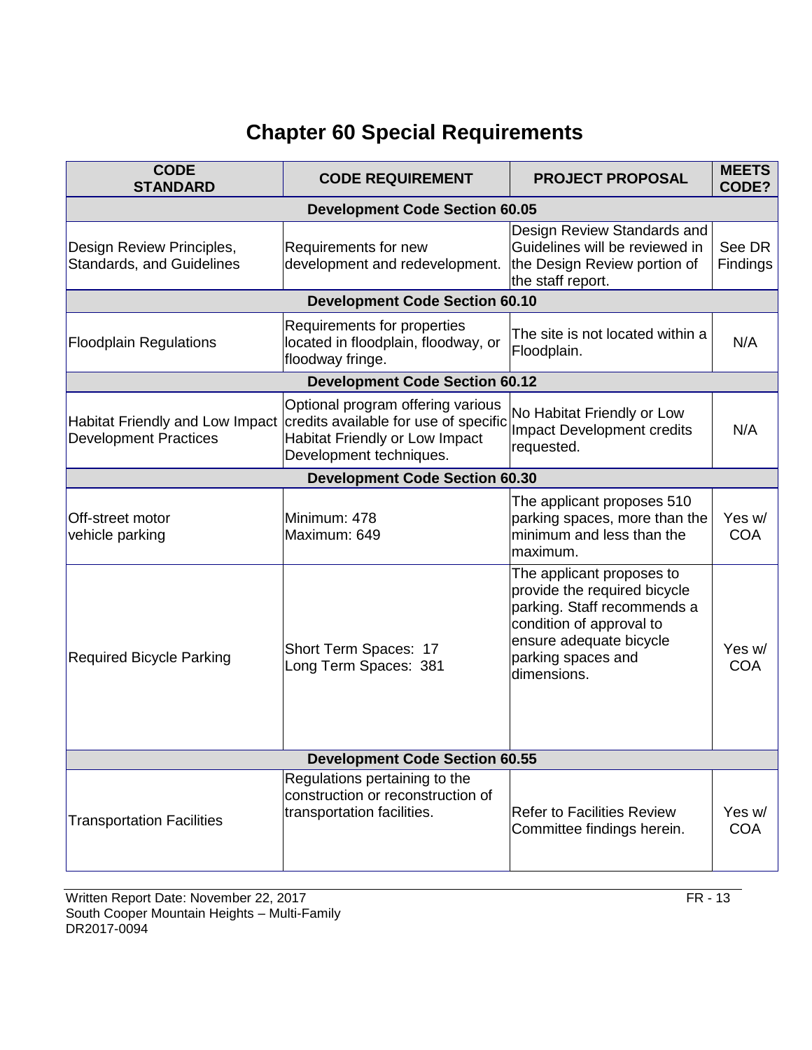# Chapter 60 Special Requirements

| CODE STANDARD | CODE REQUIREMENT | PROJECT PROPOSAL | MEETS CODE? |
|---|---|---|---|
| **Development Code Section 60.05** | | | |
| Design Review Principles, Standards, and Guidelines | Requirements for new development and redevelopment. | Design Review Standards and Guidelines will be reviewed in the Design Review portion of the staff report. | See DR Findings |
| **Development Code Section 60.10** | | | |
| Floodplain Regulations | Requirements for properties located in floodplain, floodway, or floodway fringe. | The site is not located within a Floodplain. | N/A |
| **Development Code Section 60.12** | | | |
| Habitat Friendly and Low Impact Development Practices | Optional program offering various credits available for use of specific Habitat Friendly or Low Impact Development techniques. | No Habitat Friendly or Low Impact Development credits requested. | N/A |
| **Development Code Section 60.30** | | | |
| Off-street motor vehicle parking | Minimum: 478<br>Maximum: 649 | The applicant proposes 510 parking spaces, more than the minimum and less than the maximum. | Yes w/ COA |
| Required Bicycle Parking | Short Term Spaces: 17<br>Long Term Spaces: 381 | The applicant proposes to provide the required bicycle parking. Staff recommends a condition of approval to ensure adequate bicycle parking spaces and dimensions. | Yes w/ COA |
| **Development Code Section 60.55** | | | |
| Transportation Facilities | Regulations pertaining to the construction or reconstruction of transportation facilities. | Refer to Facilities Review Committee findings herein. | Yes w/ COA |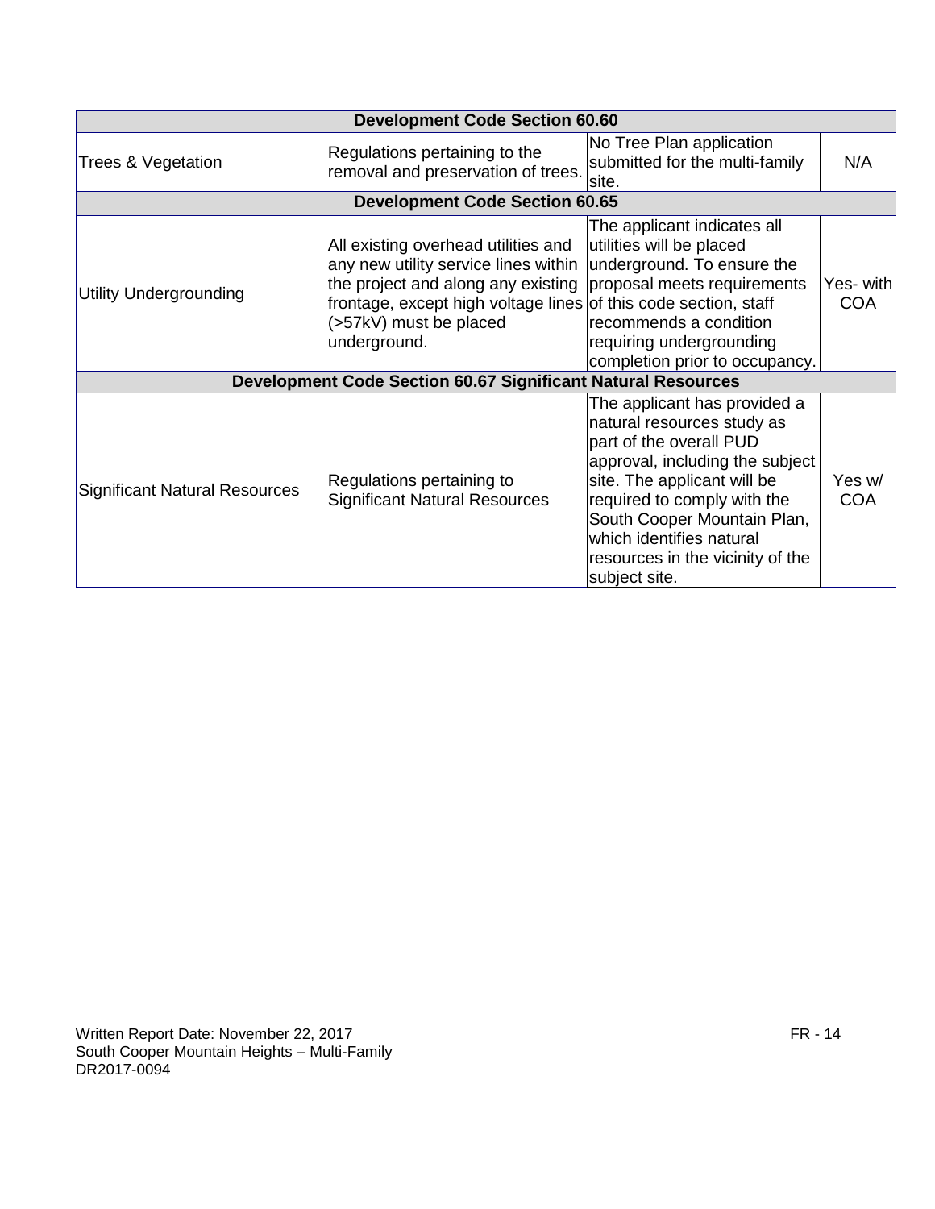| Development Code Section 60.60 | | | |
|---|---|---|---|
| Trees & Vegetation | Regulations pertaining to the removal and preservation of trees. | No Tree Plan application submitted for the multi-family site. | N/A |
| **Development Code Section 60.65** | | | |
| Utility Undergrounding | All existing overhead utilities and any new utility service lines within the project and along any existing frontage, except high voltage lines (>57kV) must be placed underground. | The applicant indicates all utilities will be placed underground. To ensure the proposal meets requirements of this code section, staff recommends a condition requiring undergrounding completion prior to occupancy. | Yes- with COA |
| **Development Code Section 60.67 Significant Natural Resources** | | | |
| Significant Natural Resources | Regulations pertaining to Significant Natural Resources | The applicant has provided a natural resources study as part of the overall PUD approval, including the subject site. The applicant will be required to comply with the South Cooper Mountain Plan, which identifies natural resources in the vicinity of the subject site. | Yes w/ COA |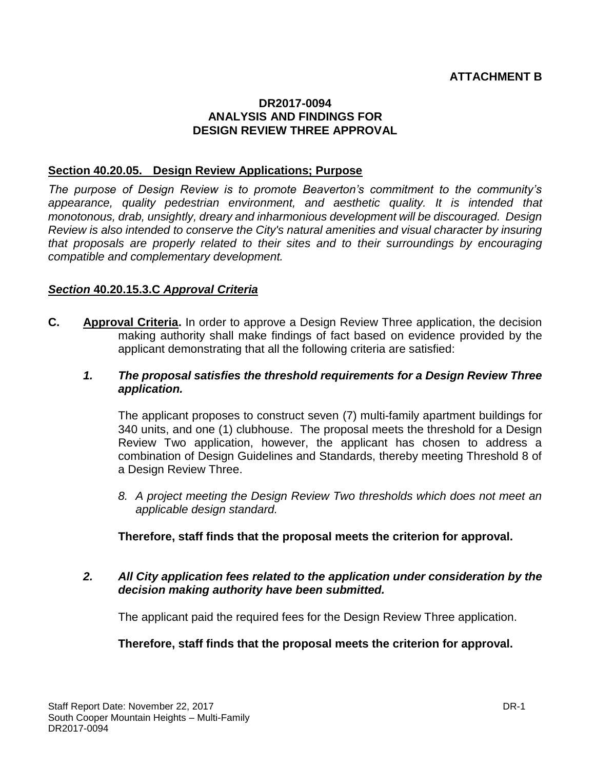**ATTACHMENT B**

**DR2017-0094**
**ANALYSIS AND FINDINGS FOR**
**DESIGN REVIEW THREE APPROVAL**

## Section 40.20.05. Design Review Applications; Purpose

*The purpose of Design Review is to promote Beaverton's commitment to the community's appearance, quality pedestrian environment, and aesthetic quality. It is intended that monotonous, drab, unsightly, dreary and inharmonious development will be discouraged. Design Review is also intended to conserve the City's natural amenities and visual character by insuring that proposals are properly related to their sites and to their surroundings by encouraging compatible and complementary development.*

## *Section* 40.20.15.3.C *Approval Criteria*

**C. Approval Criteria.** In order to approve a Design Review Three application, the decision making authority shall make findings of fact based on evidence provided by the applicant demonstrating that all the following criteria are satisfied:

***1. The proposal satisfies the threshold requirements for a Design Review Three application.***

The applicant proposes to construct seven (7) multi-family apartment buildings for 340 units, and one (1) clubhouse. The proposal meets the threshold for a Design Review Two application, however, the applicant has chosen to address a combination of Design Guidelines and Standards, thereby meeting Threshold 8 of a Design Review Three.

*8. A project meeting the Design Review Two thresholds which does not meet an applicable design standard.*

**Therefore, staff finds that the proposal meets the criterion for approval.**

***2. All City application fees related to the application under consideration by the decision making authority have been submitted.***

The applicant paid the required fees for the Design Review Three application.

**Therefore, staff finds that the proposal meets the criterion for approval.**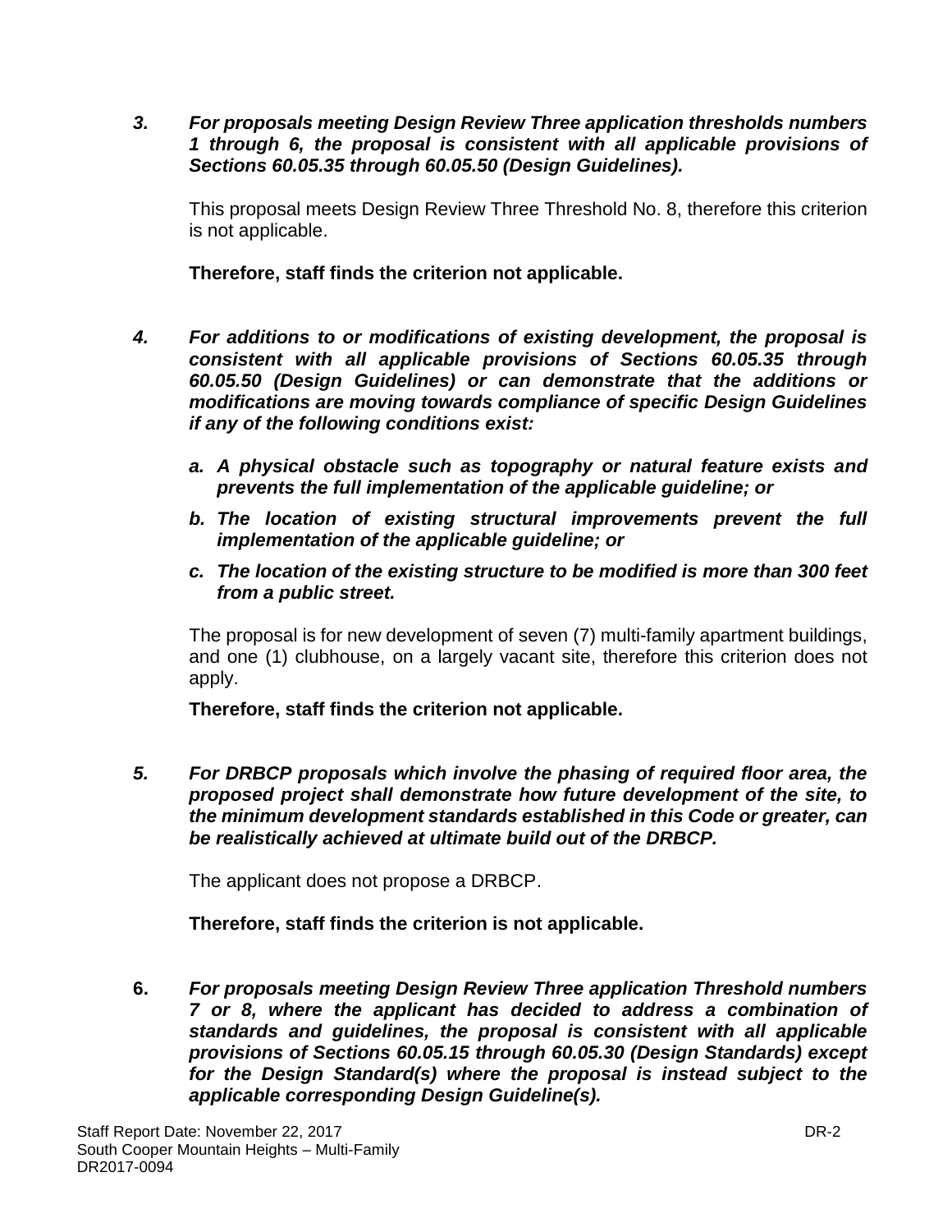3. ***For proposals meeting Design Review Three application thresholds numbers 1 through 6, the proposal is consistent with all applicable provisions of Sections 60.05.35 through 60.05.50 (Design Guidelines).***

   This proposal meets Design Review Three Threshold No. 8, therefore this criterion is not applicable.

   **Therefore, staff finds the criterion not applicable.**

4. ***For additions to or modifications of existing development, the proposal is consistent with all applicable provisions of Sections 60.05.35 through 60.05.50 (Design Guidelines) or can demonstrate that the additions or modifications are moving towards compliance of specific Design Guidelines if any of the following conditions exist:***

   a. ***A physical obstacle such as topography or natural feature exists and prevents the full implementation of the applicable guideline; or***

   b. ***The location of existing structural improvements prevent the full implementation of the applicable guideline; or***

   c. ***The location of the existing structure to be modified is more than 300 feet from a public street.***

   The proposal is for new development of seven (7) multi-family apartment buildings, and one (1) clubhouse, on a largely vacant site, therefore this criterion does not apply.

   **Therefore, staff finds the criterion not applicable.**

5. ***For DRBCP proposals which involve the phasing of required floor area, the proposed project shall demonstrate how future development of the site, to the minimum development standards established in this Code or greater, can be realistically achieved at ultimate build out of the DRBCP.***

   The applicant does not propose a DRBCP.

   **Therefore, staff finds the criterion is not applicable.**

6. ***For proposals meeting Design Review Three application Threshold numbers 7 or 8, where the applicant has decided to address a combination of standards and guidelines, the proposal is consistent with all applicable provisions of Sections 60.05.15 through 60.05.30 (Design Standards) except for the Design Standard(s) where the proposal is instead subject to the applicable corresponding Design Guideline(s).***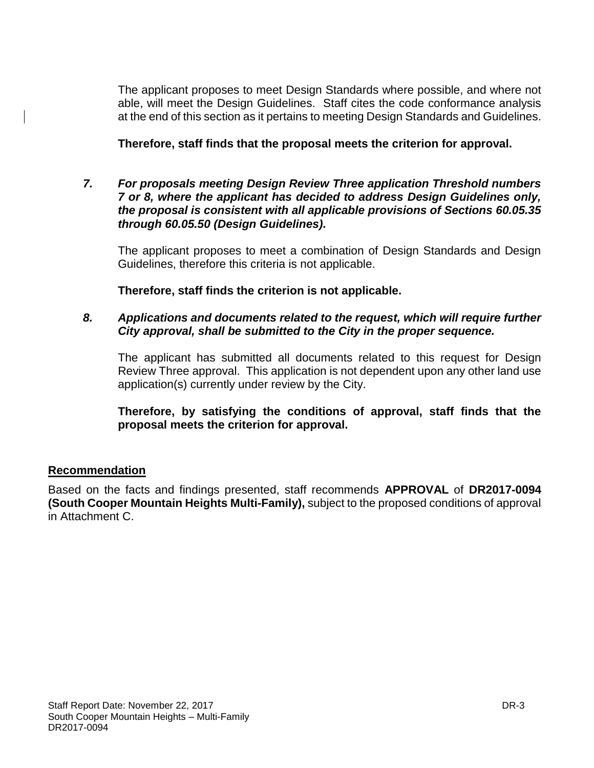The applicant proposes to meet Design Standards where possible, and where not able, will meet the Design Guidelines. Staff cites the code conformance analysis at the end of this section as it pertains to meeting Design Standards and Guidelines.

**Therefore, staff finds that the proposal meets the criterion for approval.**

***7. For proposals meeting Design Review Three application Threshold numbers 7 or 8, where the applicant has decided to address Design Guidelines only, the proposal is consistent with all applicable provisions of Sections 60.05.35 through 60.05.50 (Design Guidelines).***

The applicant proposes to meet a combination of Design Standards and Design Guidelines, therefore this criteria is not applicable.

**Therefore, staff finds the criterion is not applicable.**

***8. Applications and documents related to the request, which will require further City approval, shall be submitted to the City in the proper sequence.***

The applicant has submitted all documents related to this request for Design Review Three approval. This application is not dependent upon any other land use application(s) currently under review by the City.

**Therefore, by satisfying the conditions of approval, staff finds that the proposal meets the criterion for approval.**

## Recommendation

Based on the facts and findings presented, staff recommends **APPROVAL** of **DR2017-0094 (South Cooper Mountain Heights Multi-Family),** subject to the proposed conditions of approval in Attachment C.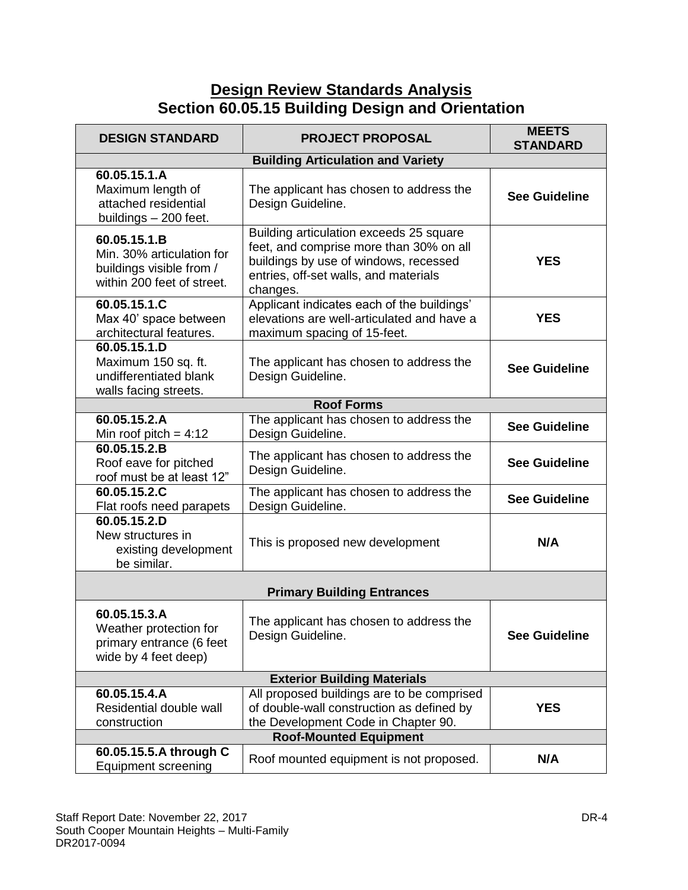## Design Review Standards Analysis
## Section 60.05.15 Building Design and Orientation

| DESIGN STANDARD | PROJECT PROPOSAL | MEETS STANDARD |
|---|---|---|
| **Building Articulation and Variety** | | |
| **60.05.15.1.A** Maximum length of attached residential buildings – 200 feet. | The applicant has chosen to address the Design Guideline. | **See Guideline** |
| **60.05.15.1.B** Min. 30% articulation for buildings visible from / within 200 feet of street. | Building articulation exceeds 25 square feet, and comprise more than 30% on all buildings by use of windows, recessed entries, off-set walls, and materials changes. | **YES** |
| **60.05.15.1.C** Max 40' space between architectural features. | Applicant indicates each of the buildings' elevations are well-articulated and have a maximum spacing of 15-feet. | **YES** |
| **60.05.15.1.D** Maximum 150 sq. ft. undifferentiated blank walls facing streets. | The applicant has chosen to address the Design Guideline. | **See Guideline** |
| **Roof Forms** | | |
| **60.05.15.2.A** Min roof pitch = 4:12 | The applicant has chosen to address the Design Guideline. | **See Guideline** |
| **60.05.15.2.B** Roof eave for pitched roof must be at least 12" | The applicant has chosen to address the Design Guideline. | **See Guideline** |
| **60.05.15.2.C** Flat roofs need parapets | The applicant has chosen to address the Design Guideline. | **See Guideline** |
| **60.05.15.2.D** New structures in existing development be similar. | This is proposed new development | **N/A** |
| **Primary Building Entrances** | | |
| **60.05.15.3.A** Weather protection for primary entrance (6 feet wide by 4 feet deep) | The applicant has chosen to address the Design Guideline. | **See Guideline** |
| **Exterior Building Materials** | | |
| **60.05.15.4.A** Residential double wall construction | All proposed buildings are to be comprised of double-wall construction as defined by the Development Code in Chapter 90. | **YES** |
| **Roof-Mounted Equipment** | | |
| **60.05.15.5.A through C** Equipment screening | Roof mounted equipment is not proposed. | **N/A** |

Staff Report Date: November 22, 2017
South Cooper Mountain Heights – Multi-Family
DR2017-0094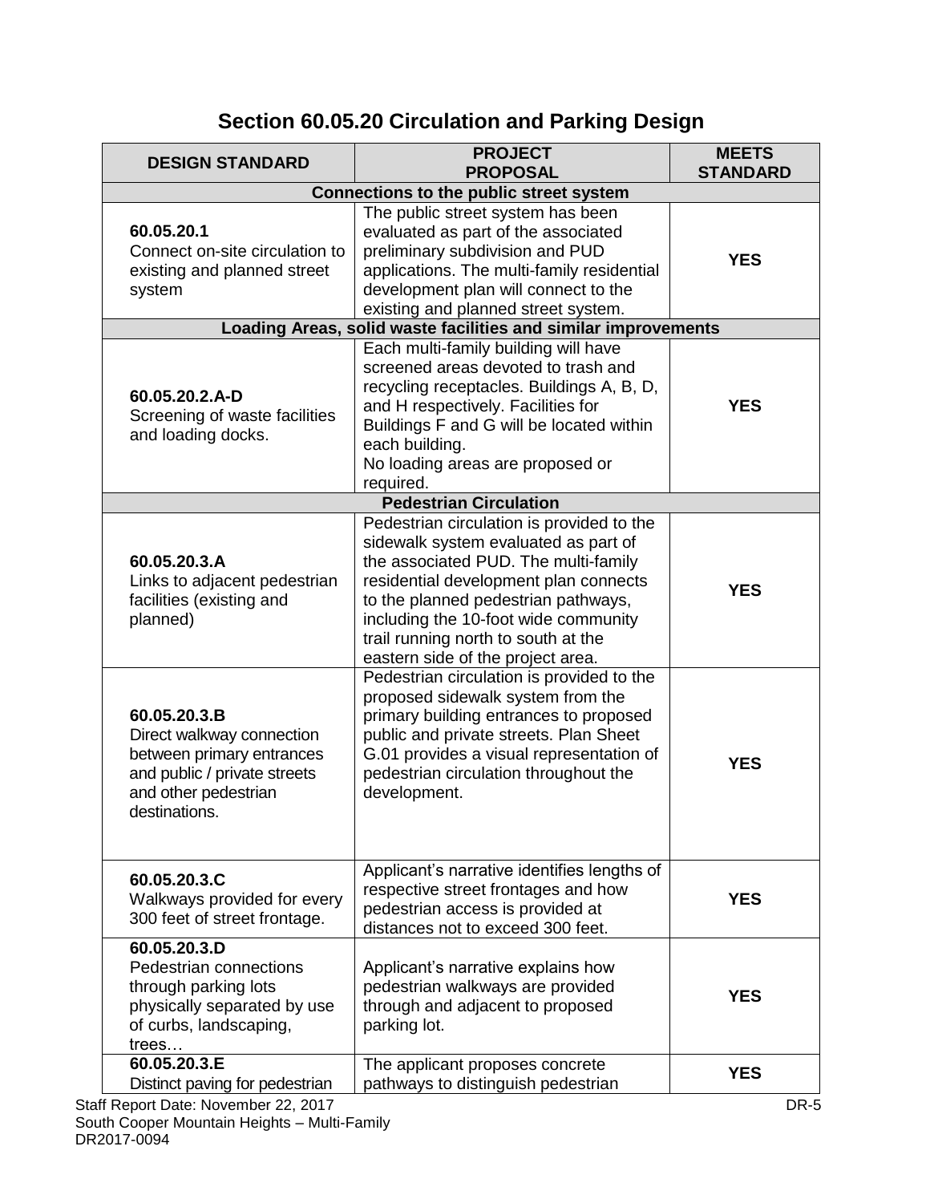# Section 60.05.20 Circulation and Parking Design

| DESIGN STANDARD | PROJECT PROPOSAL | MEETS STANDARD |
|---|---|---|
| **Connections to the public street system** | | |
| **60.05.20.1** Connect on-site circulation to existing and planned street system | The public street system has been evaluated as part of the associated preliminary subdivision and PUD applications. The multi-family residential development plan will connect to the existing and planned street system. | **YES** |
| **Loading Areas, solid waste facilities and similar improvements** | | |
| **60.05.20.2.A-D** Screening of waste facilities and loading docks. | Each multi-family building will have screened areas devoted to trash and recycling receptacles. Buildings A, B, D, and H respectively. Facilities for Buildings F and G will be located within each building. No loading areas are proposed or required. | **YES** |
| **Pedestrian Circulation** | | |
| **60.05.20.3.A** Links to adjacent pedestrian facilities (existing and planned) | Pedestrian circulation is provided to the sidewalk system evaluated as part of the associated PUD. The multi-family residential development plan connects to the planned pedestrian pathways, including the 10-foot wide community trail running north to south at the eastern side of the project area. | **YES** |
| **60.05.20.3.B** Direct walkway connection between primary entrances and public / private streets and other pedestrian destinations. | Pedestrian circulation is provided to the proposed sidewalk system from the primary building entrances to proposed public and private streets. Plan Sheet G.01 provides a visual representation of pedestrian circulation throughout the development. | **YES** |
| **60.05.20.3.C** Walkways provided for every 300 feet of street frontage. | Applicant's narrative identifies lengths of respective street frontages and how pedestrian access is provided at distances not to exceed 300 feet. | **YES** |
| **60.05.20.3.D** Pedestrian connections through parking lots physically separated by use of curbs, landscaping, trees… | Applicant's narrative explains how pedestrian walkways are provided through and adjacent to proposed parking lot. | **YES** |
| **60.05.20.3.E** Distinct paving for pedestrian | The applicant proposes concrete pathways to distinguish pedestrian | **YES** |

Staff Report Date: November 22, 2017
South Cooper Mountain Heights – Multi-Family
DR2017-0094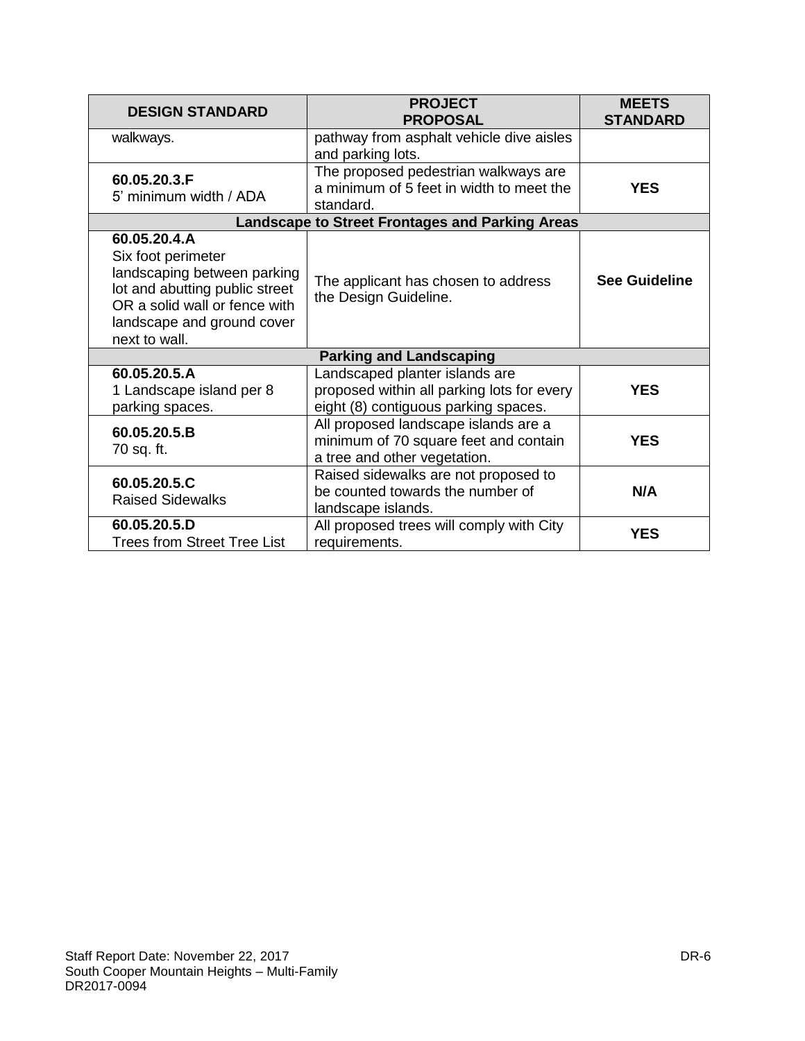| DESIGN STANDARD | PROJECT PROPOSAL | MEETS STANDARD |
|---|---|---|
| walkways. | pathway from asphalt vehicle dive aisles and parking lots. | |
| **60.05.20.3.F**<br>5' minimum width / ADA | The proposed pedestrian walkways are a minimum of 5 feet in width to meet the standard. | **YES** |
| **Landscape to Street Frontages and Parking Areas** | | |
| **60.05.20.4.A**<br>Six foot perimeter landscaping between parking lot and abutting public street OR a solid wall or fence with landscape and ground cover next to wall. | The applicant has chosen to address the Design Guideline. | **See Guideline** |
| **Parking and Landscaping** | | |
| **60.05.20.5.A**<br>1 Landscape island per 8 parking spaces. | Landscaped planter islands are proposed within all parking lots for every eight (8) contiguous parking spaces. | **YES** |
| **60.05.20.5.B**<br>70 sq. ft. | All proposed landscape islands are a minimum of 70 square feet and contain a tree and other vegetation. | **YES** |
| **60.05.20.5.C**<br>Raised Sidewalks | Raised sidewalks are not proposed to be counted towards the number of landscape islands. | **N/A** |
| **60.05.20.5.D**<br>Trees from Street Tree List | All proposed trees will comply with City requirements. | **YES** |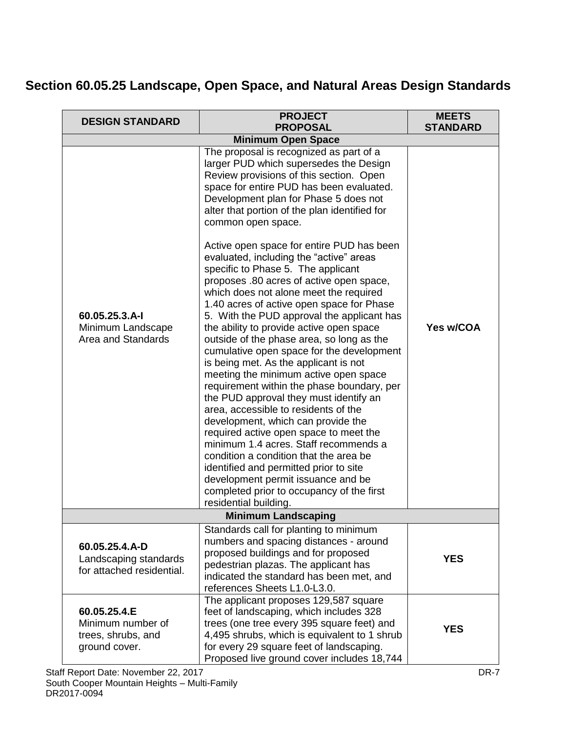## Section 60.05.25 Landscape, Open Space, and Natural Areas Design Standards

| DESIGN STANDARD | PROJECT PROPOSAL | MEETS STANDARD |
|---|---|---|
| **Minimum Open Space** | | |
| **60.05.25.3.A-I** Minimum Landscape Area and Standards | The proposal is recognized as part of a larger PUD which supersedes the Design Review provisions of this section. Open space for entire PUD has been evaluated. Development plan for Phase 5 does not alter that portion of the plan identified for common open space.<br><br>Active open space for entire PUD has been evaluated, including the "active" areas specific to Phase 5. The applicant proposes .80 acres of active open space, which does not alone meet the required 1.40 acres of active open space for Phase 5. With the PUD approval the applicant has the ability to provide active open space outside of the phase area, so long as the cumulative open space for the development is being met. As the applicant is not meeting the minimum active open space requirement within the phase boundary, per the PUD approval they must identify an area, accessible to residents of the development, which can provide the required active open space to meet the minimum 1.4 acres. Staff recommends a condition a condition that the area be identified and permitted prior to site development permit issuance and be completed prior to occupancy of the first residential building. | **Yes w/COA** |
| **Minimum Landscaping** | | |
| **60.05.25.4.A-D** Landscaping standards for attached residential. | Standards call for planting to minimum numbers and spacing distances - around proposed buildings and for proposed pedestrian plazas. The applicant has indicated the standard has been met, and references Sheets L1.0-L3.0. | **YES** |
| **60.05.25.4.E** Minimum number of trees, shrubs, and ground cover. | The applicant proposes 129,587 square feet of landscaping, which includes 328 trees (one tree every 395 square feet) and 4,495 shrubs, which is equivalent to 1 shrub for every 29 square feet of landscaping. Proposed live ground cover includes 18,744 | **YES** |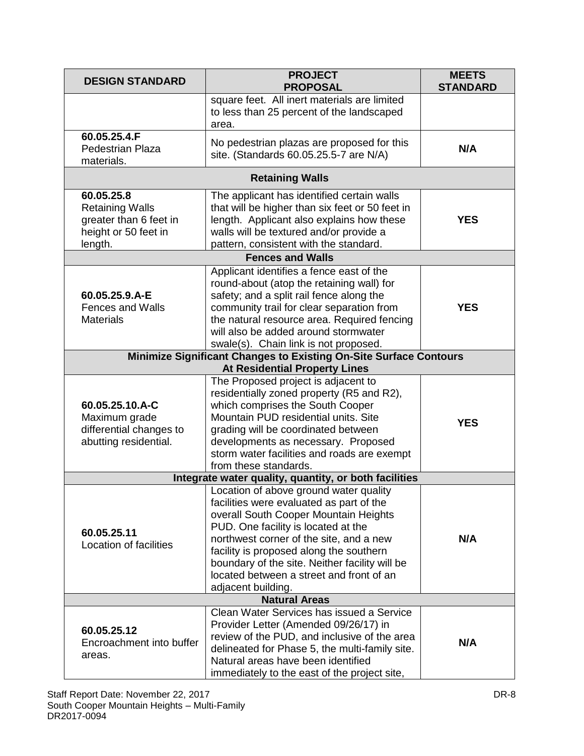| DESIGN STANDARD | PROJECT PROPOSAL | MEETS STANDARD |
|---|---|---|
| | square feet. All inert materials are limited to less than 25 percent of the landscaped area. | |
| **60.05.25.4.F** Pedestrian Plaza materials. | No pedestrian plazas are proposed for this site. (Standards 60.05.25.5-7 are N/A) | **N/A** |
| **Retaining Walls** | | |
| **60.05.25.8** Retaining Walls greater than 6 feet in height or 50 feet in length. | The applicant has identified certain walls that will be higher than six feet or 50 feet in length. Applicant also explains how these walls will be textured and/or provide a pattern, consistent with the standard. | **YES** |
| **Fences and Walls** | | |
| **60.05.25.9.A-E** Fences and Walls Materials | Applicant identifies a fence east of the round-about (atop the retaining wall) for safety; and a split rail fence along the community trail for clear separation from the natural resource area. Required fencing will also be added around stormwater swale(s). Chain link is not proposed. | **YES** |
| **Minimize Significant Changes to Existing On-Site Surface Contours At Residential Property Lines** | | |
| **60.05.25.10.A-C** Maximum grade differential changes to abutting residential. | The Proposed project is adjacent to residentially zoned property (R5 and R2), which comprises the South Cooper Mountain PUD residential units. Site grading will be coordinated between developments as necessary. Proposed storm water facilities and roads are exempt from these standards. | **YES** |
| **Integrate water quality, quantity, or both facilities** | | |
| **60.05.25.11** Location of facilities | Location of above ground water quality facilities were evaluated as part of the overall South Cooper Mountain Heights PUD. One facility is located at the northwest corner of the site, and a new facility is proposed along the southern boundary of the site. Neither facility will be located between a street and front of an adjacent building. | **N/A** |
| **Natural Areas** | | |
| **60.05.25.12** Encroachment into buffer areas. | Clean Water Services has issued a Service Provider Letter (Amended 09/26/17) in review of the PUD, and inclusive of the area delineated for Phase 5, the multi-family site. Natural areas have been identified immediately to the east of the project site, | **N/A** |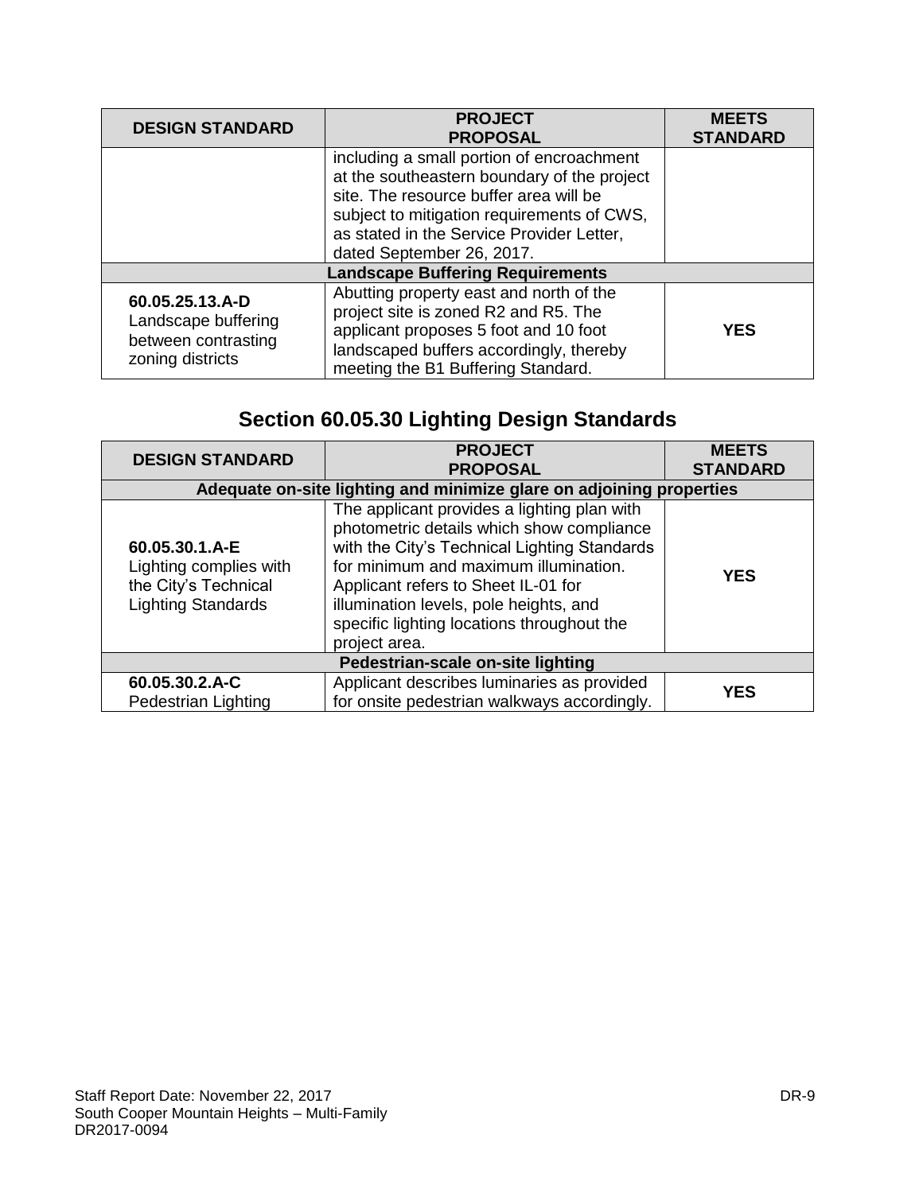| DESIGN STANDARD | PROJECT PROPOSAL | MEETS STANDARD |
|---|---|---|
| | including a small portion of encroachment at the southeastern boundary of the project site. The resource buffer area will be subject to mitigation requirements of CWS, as stated in the Service Provider Letter, dated September 26, 2017. | |
| **Landscape Buffering Requirements** | | |
| **60.05.25.13.A-D** Landscape buffering between contrasting zoning districts | Abutting property east and north of the project site is zoned R2 and R5. The applicant proposes 5 foot and 10 foot landscaped buffers accordingly, thereby meeting the B1 Buffering Standard. | **YES** |

## Section 60.05.30 Lighting Design Standards

| DESIGN STANDARD | PROJECT PROPOSAL | MEETS STANDARD |
|---|---|---|
| **Adequate on-site lighting and minimize glare on adjoining properties** | | |
| **60.05.30.1.A-E** Lighting complies with the City's Technical Lighting Standards | The applicant provides a lighting plan with photometric details which show compliance with the City's Technical Lighting Standards for minimum and maximum illumination. Applicant refers to Sheet IL-01 for illumination levels, pole heights, and specific lighting locations throughout the project area. | **YES** |
| **Pedestrian-scale on-site lighting** | | |
| **60.05.30.2.A-C** Pedestrian Lighting | Applicant describes luminaries as provided for onsite pedestrian walkways accordingly. | **YES** |

Staff Report Date: November 22, 2017
South Cooper Mountain Heights – Multi-Family
DR2017-0094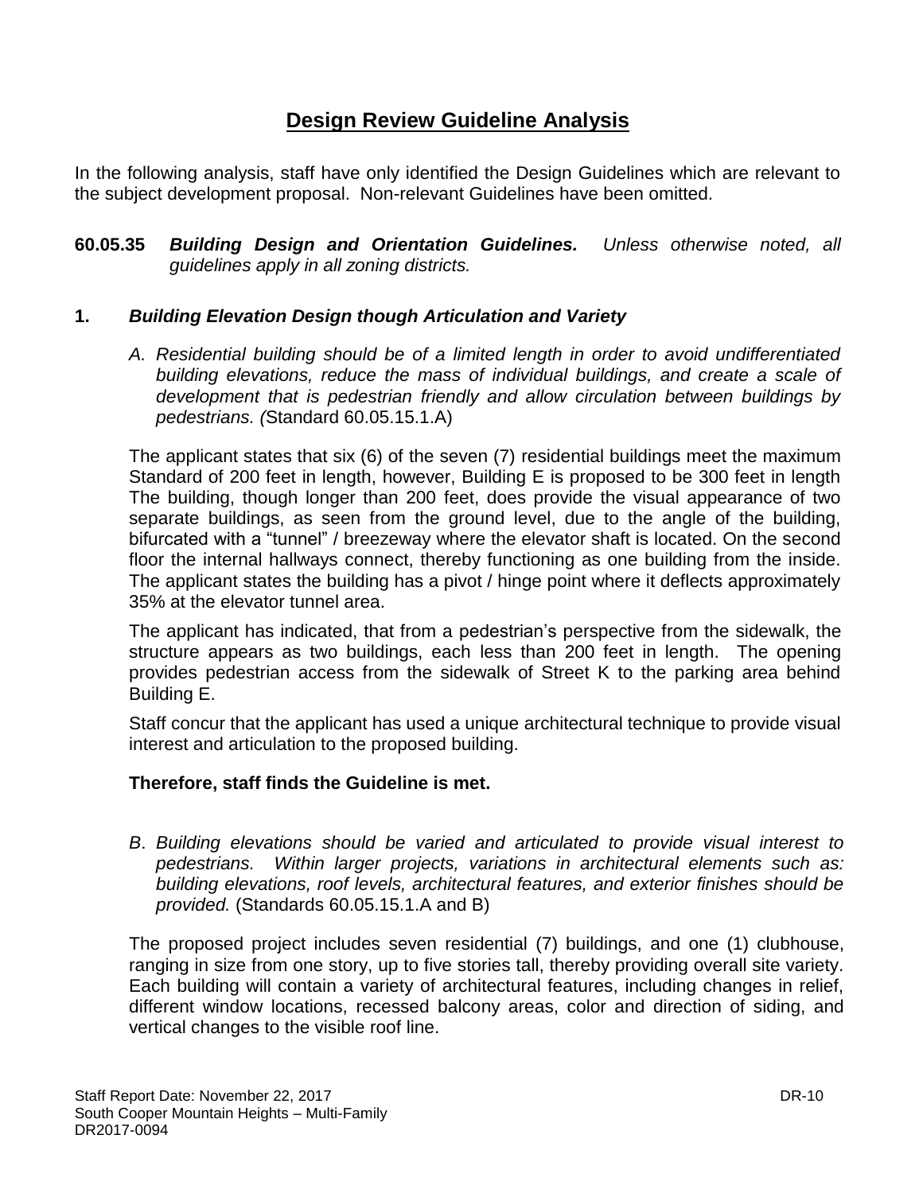# Design Review Guideline Analysis

In the following analysis, staff have only identified the Design Guidelines which are relevant to the subject development proposal. Non-relevant Guidelines have been omitted.

**60.05.35** ***Building Design and Orientation Guidelines.*** *Unless otherwise noted, all guidelines apply in all zoning districts.*

## 1. *Building Elevation Design though Articulation and Variety*

*A. Residential building should be of a limited length in order to avoid undifferentiated building elevations, reduce the mass of individual buildings, and create a scale of development that is pedestrian friendly and allow circulation between buildings by pedestrians. (*Standard 60.05.15.1.A)

The applicant states that six (6) of the seven (7) residential buildings meet the maximum Standard of 200 feet in length, however, Building E is proposed to be 300 feet in length The building, though longer than 200 feet, does provide the visual appearance of two separate buildings, as seen from the ground level, due to the angle of the building, bifurcated with a "tunnel" / breezeway where the elevator shaft is located. On the second floor the internal hallways connect, thereby functioning as one building from the inside. The applicant states the building has a pivot / hinge point where it deflects approximately 35% at the elevator tunnel area.

The applicant has indicated, that from a pedestrian's perspective from the sidewalk, the structure appears as two buildings, each less than 200 feet in length. The opening provides pedestrian access from the sidewalk of Street K to the parking area behind Building E.

Staff concur that the applicant has used a unique architectural technique to provide visual interest and articulation to the proposed building.

**Therefore, staff finds the Guideline is met.**

*B. Building elevations should be varied and articulated to provide visual interest to pedestrians. Within larger projects, variations in architectural elements such as: building elevations, roof levels, architectural features, and exterior finishes should be provided.* (Standards 60.05.15.1.A and B)

The proposed project includes seven residential (7) buildings, and one (1) clubhouse, ranging in size from one story, up to five stories tall, thereby providing overall site variety. Each building will contain a variety of architectural features, including changes in relief, different window locations, recessed balcony areas, color and direction of siding, and vertical changes to the visible roof line.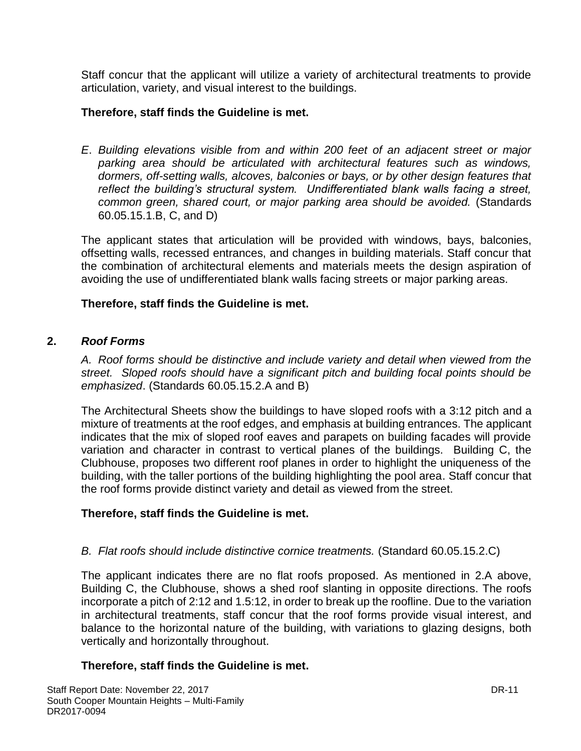Staff concur that the applicant will utilize a variety of architectural treatments to provide articulation, variety, and visual interest to the buildings.

**Therefore, staff finds the Guideline is met.**

E. *Building elevations visible from and within 200 feet of an adjacent street or major parking area should be articulated with architectural features such as windows, dormers, off-setting walls, alcoves, balconies or bays, or by other design features that reflect the building's structural system. Undifferentiated blank walls facing a street, common green, shared court, or major parking area should be avoided.* (Standards 60.05.15.1.B, C, and D)

The applicant states that articulation will be provided with windows, bays, balconies, offsetting walls, recessed entrances, and changes in building materials. Staff concur that the combination of architectural elements and materials meets the design aspiration of avoiding the use of undifferentiated blank walls facing streets or major parking areas.

**Therefore, staff finds the Guideline is met.**

**2.** ***Roof Forms***

*A. Roof forms should be distinctive and include variety and detail when viewed from the street. Sloped roofs should have a significant pitch and building focal points should be emphasized*. (Standards 60.05.15.2.A and B)

The Architectural Sheets show the buildings to have sloped roofs with a 3:12 pitch and a mixture of treatments at the roof edges, and emphasis at building entrances. The applicant indicates that the mix of sloped roof eaves and parapets on building facades will provide variation and character in contrast to vertical planes of the buildings. Building C, the Clubhouse, proposes two different roof planes in order to highlight the uniqueness of the building, with the taller portions of the building highlighting the pool area. Staff concur that the roof forms provide distinct variety and detail as viewed from the street.

**Therefore, staff finds the Guideline is met.**

*B. Flat roofs should include distinctive cornice treatments.* (Standard 60.05.15.2.C)

The applicant indicates there are no flat roofs proposed. As mentioned in 2.A above, Building C, the Clubhouse, shows a shed roof slanting in opposite directions. The roofs incorporate a pitch of 2:12 and 1.5:12, in order to break up the roofline. Due to the variation in architectural treatments, staff concur that the roof forms provide visual interest, and balance to the horizontal nature of the building, with variations to glazing designs, both vertically and horizontally throughout.

**Therefore, staff finds the Guideline is met.**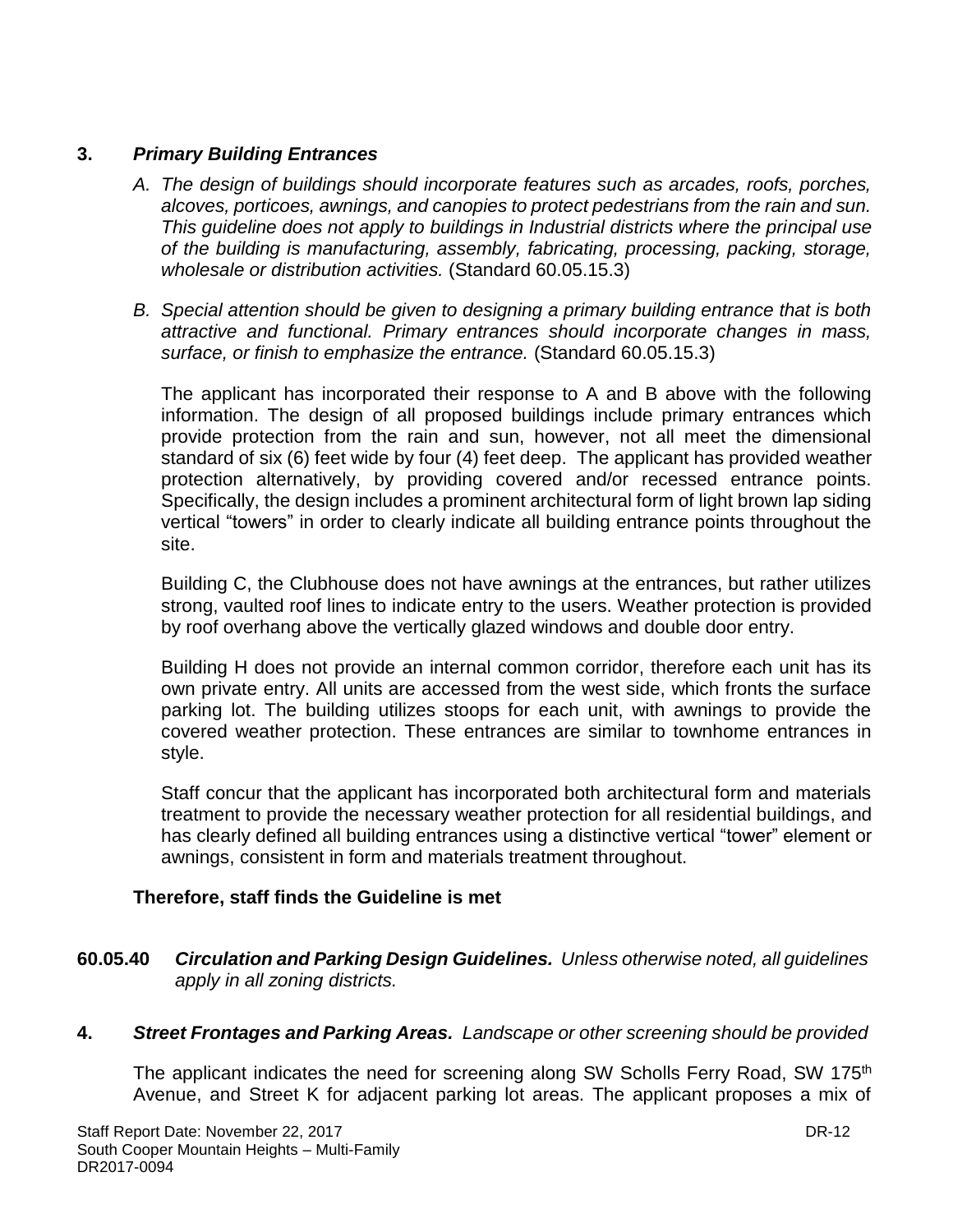**3.** ***Primary Building Entrances***

*A. The design of buildings should incorporate features such as arcades, roofs, porches, alcoves, porticoes, awnings, and canopies to protect pedestrians from the rain and sun. This guideline does not apply to buildings in Industrial districts where the principal use of the building is manufacturing, assembly, fabricating, processing, packing, storage, wholesale or distribution activities.* (Standard 60.05.15.3)

*B. Special attention should be given to designing a primary building entrance that is both attractive and functional. Primary entrances should incorporate changes in mass, surface, or finish to emphasize the entrance.* (Standard 60.05.15.3)

The applicant has incorporated their response to A and B above with the following information. The design of all proposed buildings include primary entrances which provide protection from the rain and sun, however, not all meet the dimensional standard of six (6) feet wide by four (4) feet deep. The applicant has provided weather protection alternatively, by providing covered and/or recessed entrance points. Specifically, the design includes a prominent architectural form of light brown lap siding vertical "towers" in order to clearly indicate all building entrance points throughout the site.

Building C, the Clubhouse does not have awnings at the entrances, but rather utilizes strong, vaulted roof lines to indicate entry to the users. Weather protection is provided by roof overhang above the vertically glazed windows and double door entry.

Building H does not provide an internal common corridor, therefore each unit has its own private entry. All units are accessed from the west side, which fronts the surface parking lot. The building utilizes stoops for each unit, with awnings to provide the covered weather protection. These entrances are similar to townhome entrances in style.

Staff concur that the applicant has incorporated both architectural form and materials treatment to provide the necessary weather protection for all residential buildings, and has clearly defined all building entrances using a distinctive vertical "tower" element or awnings, consistent in form and materials treatment throughout.

**Therefore, staff finds the Guideline is met**

**60.05.40** ***Circulation and Parking Design Guidelines.*** *Unless otherwise noted, all guidelines apply in all zoning districts.*

**4.** ***Street Frontages and Parking Areas.*** *Landscape or other screening should be provided*

The applicant indicates the need for screening along SW Scholls Ferry Road, SW 175th Avenue, and Street K for adjacent parking lot areas. The applicant proposes a mix of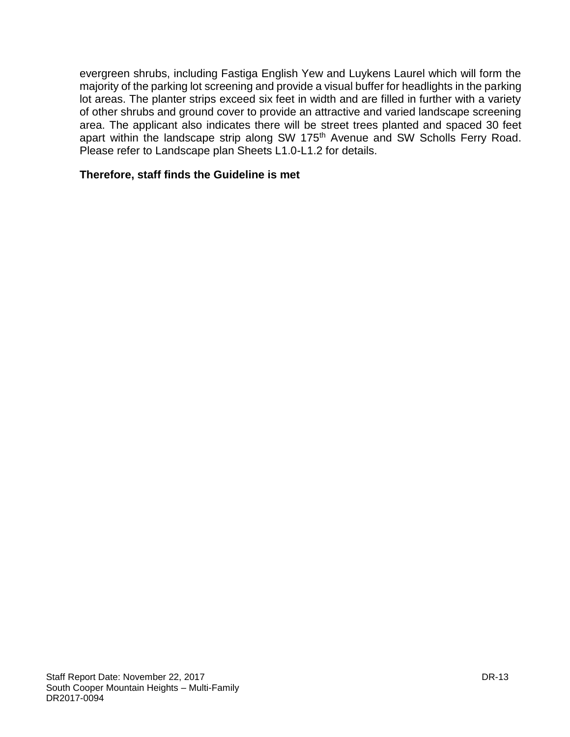evergreen shrubs, including Fastiga English Yew and Luykens Laurel which will form the majority of the parking lot screening and provide a visual buffer for headlights in the parking lot areas. The planter strips exceed six feet in width and are filled in further with a variety of other shrubs and ground cover to provide an attractive and varied landscape screening area. The applicant also indicates there will be street trees planted and spaced 30 feet apart within the landscape strip along SW 175th Avenue and SW Scholls Ferry Road. Please refer to Landscape plan Sheets L1.0-L1.2 for details.

**Therefore, staff finds the Guideline is met**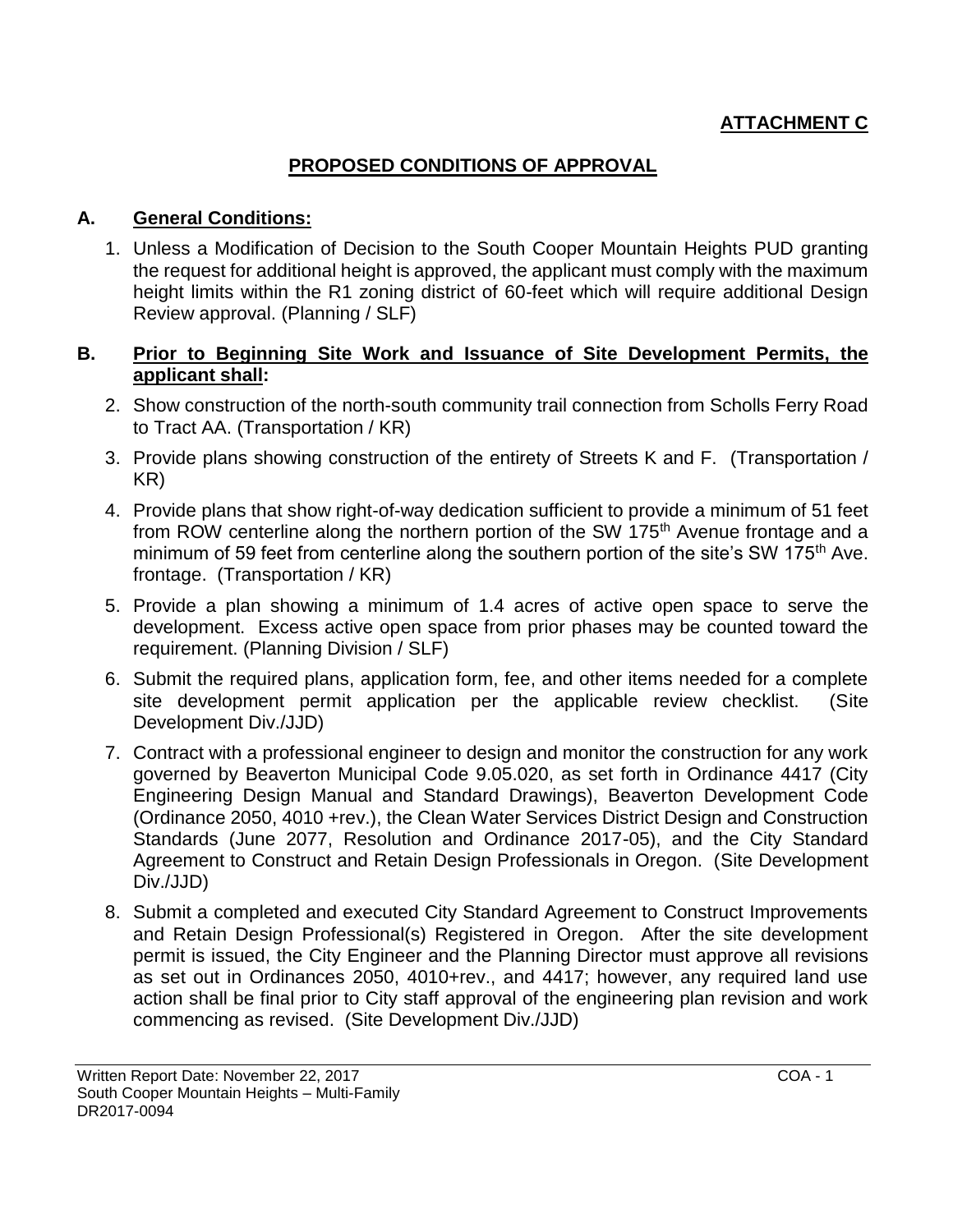**ATTACHMENT C**

## PROPOSED CONDITIONS OF APPROVAL

### A. General Conditions:

1. Unless a Modification of Decision to the South Cooper Mountain Heights PUD granting the request for additional height is approved, the applicant must comply with the maximum height limits within the R1 zoning district of 60-feet which will require additional Design Review approval. (Planning / SLF)

### B. Prior to Beginning Site Work and Issuance of Site Development Permits, the applicant shall:

2. Show construction of the north-south community trail connection from Scholls Ferry Road to Tract AA. (Transportation / KR)

3. Provide plans showing construction of the entirety of Streets K and F. (Transportation / KR)

4. Provide plans that show right-of-way dedication sufficient to provide a minimum of 51 feet from ROW centerline along the northern portion of the SW 175th Avenue frontage and a minimum of 59 feet from centerline along the southern portion of the site's SW 175th Ave. frontage. (Transportation / KR)

5. Provide a plan showing a minimum of 1.4 acres of active open space to serve the development. Excess active open space from prior phases may be counted toward the requirement. (Planning Division / SLF)

6. Submit the required plans, application form, fee, and other items needed for a complete site development permit application per the applicable review checklist. (Site Development Div./JJD)

7. Contract with a professional engineer to design and monitor the construction for any work governed by Beaverton Municipal Code 9.05.020, as set forth in Ordinance 4417 (City Engineering Design Manual and Standard Drawings), Beaverton Development Code (Ordinance 2050, 4010 +rev.), the Clean Water Services District Design and Construction Standards (June 2077, Resolution and Ordinance 2017-05), and the City Standard Agreement to Construct and Retain Design Professionals in Oregon. (Site Development Div./JJD)

8. Submit a completed and executed City Standard Agreement to Construct Improvements and Retain Design Professional(s) Registered in Oregon. After the site development permit is issued, the City Engineer and the Planning Director must approve all revisions as set out in Ordinances 2050, 4010+rev., and 4417; however, any required land use action shall be final prior to City staff approval of the engineering plan revision and work commencing as revised. (Site Development Div./JJD)

Written Report Date: November 22, 2017
South Cooper Mountain Heights – Multi-Family
DR2017-0094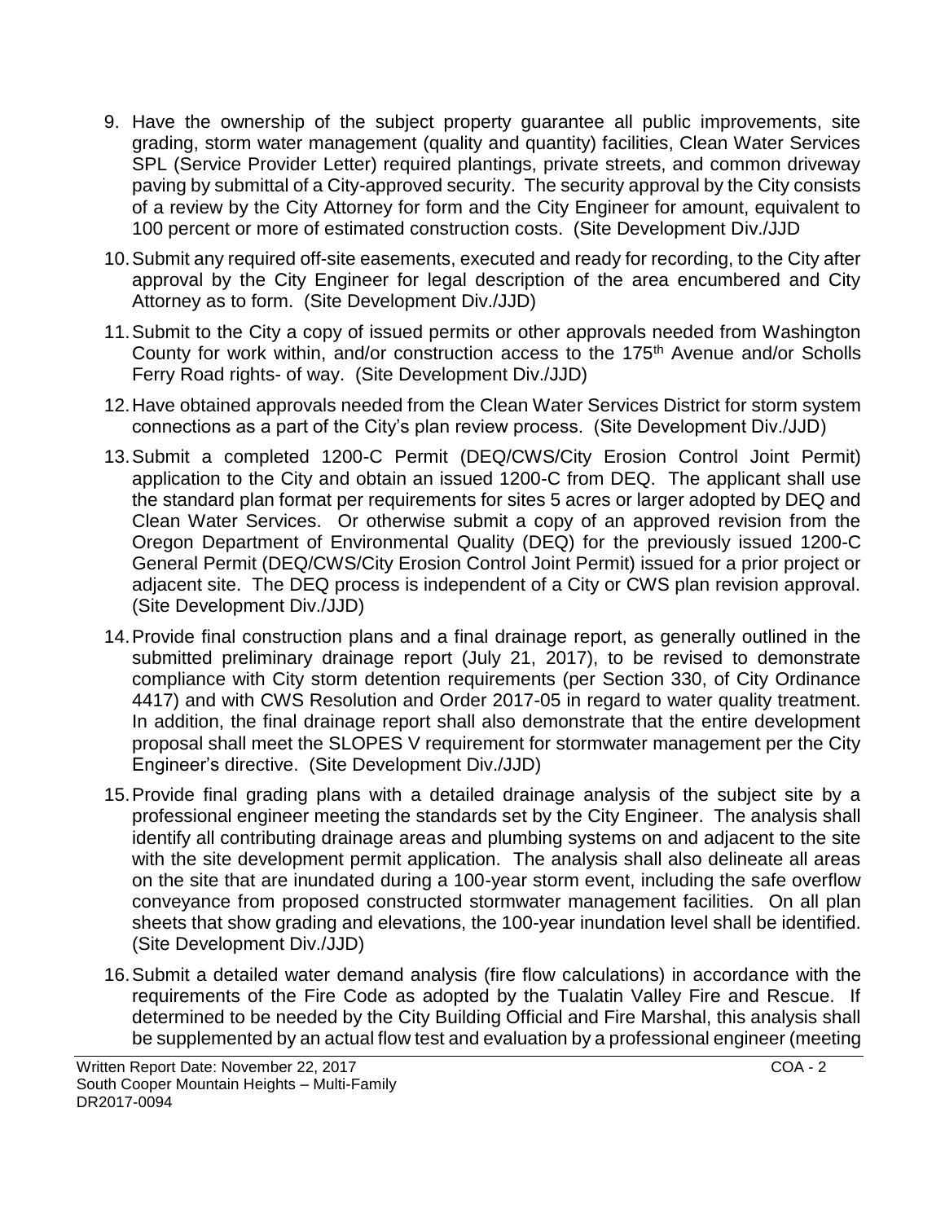9. Have the ownership of the subject property guarantee all public improvements, site grading, storm water management (quality and quantity) facilities, Clean Water Services SPL (Service Provider Letter) required plantings, private streets, and common driveway paving by submittal of a City-approved security. The security approval by the City consists of a review by the City Attorney for form and the City Engineer for amount, equivalent to 100 percent or more of estimated construction costs. (Site Development Div./JJD

10. Submit any required off-site easements, executed and ready for recording, to the City after approval by the City Engineer for legal description of the area encumbered and City Attorney as to form. (Site Development Div./JJD)

11. Submit to the City a copy of issued permits or other approvals needed from Washington County for work within, and/or construction access to the 175th Avenue and/or Scholls Ferry Road rights- of way. (Site Development Div./JJD)

12. Have obtained approvals needed from the Clean Water Services District for storm system connections as a part of the City's plan review process. (Site Development Div./JJD)

13. Submit a completed 1200-C Permit (DEQ/CWS/City Erosion Control Joint Permit) application to the City and obtain an issued 1200-C from DEQ. The applicant shall use the standard plan format per requirements for sites 5 acres or larger adopted by DEQ and Clean Water Services. Or otherwise submit a copy of an approved revision from the Oregon Department of Environmental Quality (DEQ) for the previously issued 1200-C General Permit (DEQ/CWS/City Erosion Control Joint Permit) issued for a prior project or adjacent site. The DEQ process is independent of a City or CWS plan revision approval. (Site Development Div./JJD)

14. Provide final construction plans and a final drainage report, as generally outlined in the submitted preliminary drainage report (July 21, 2017), to be revised to demonstrate compliance with City storm detention requirements (per Section 330, of City Ordinance 4417) and with CWS Resolution and Order 2017-05 in regard to water quality treatment. In addition, the final drainage report shall also demonstrate that the entire development proposal shall meet the SLOPES V requirement for stormwater management per the City Engineer's directive. (Site Development Div./JJD)

15. Provide final grading plans with a detailed drainage analysis of the subject site by a professional engineer meeting the standards set by the City Engineer. The analysis shall identify all contributing drainage areas and plumbing systems on and adjacent to the site with the site development permit application. The analysis shall also delineate all areas on the site that are inundated during a 100-year storm event, including the safe overflow conveyance from proposed constructed stormwater management facilities. On all plan sheets that show grading and elevations, the 100-year inundation level shall be identified. (Site Development Div./JJD)

16. Submit a detailed water demand analysis (fire flow calculations) in accordance with the requirements of the Fire Code as adopted by the Tualatin Valley Fire and Rescue. If determined to be needed by the City Building Official and Fire Marshal, this analysis shall be supplemented by an actual flow test and evaluation by a professional engineer (meeting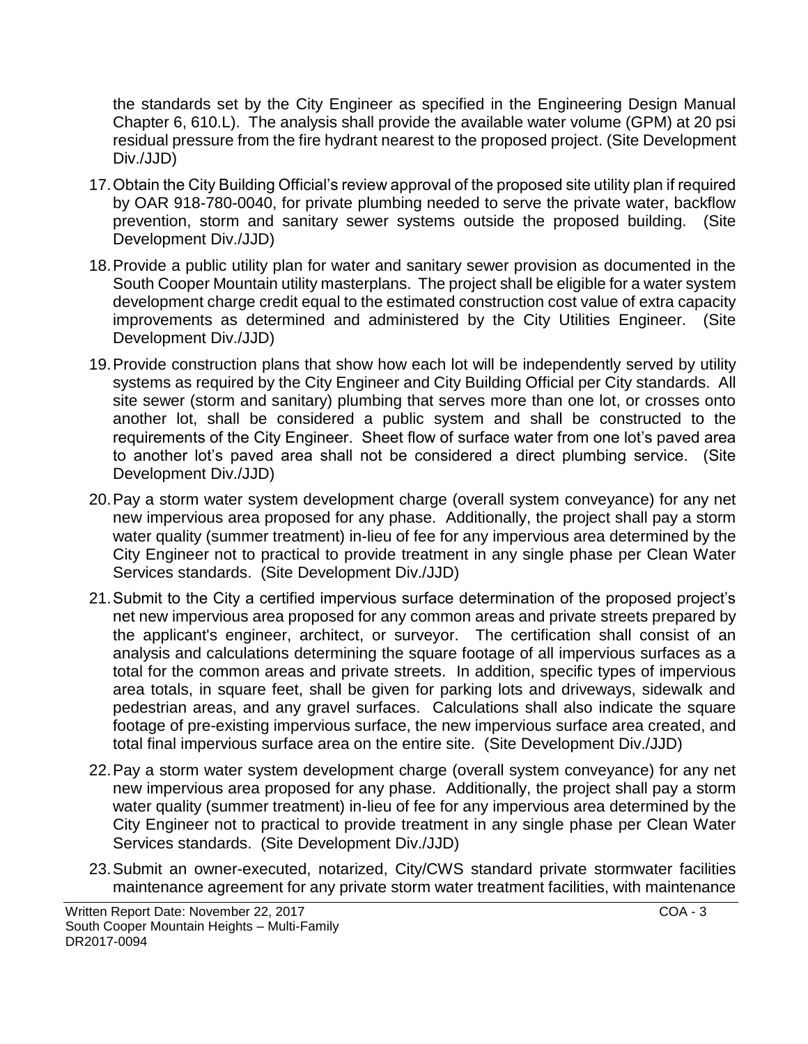the standards set by the City Engineer as specified in the Engineering Design Manual Chapter 6, 610.L). The analysis shall provide the available water volume (GPM) at 20 psi residual pressure from the fire hydrant nearest to the proposed project. (Site Development Div./JJD)

17. Obtain the City Building Official's review approval of the proposed site utility plan if required by OAR 918-780-0040, for private plumbing needed to serve the private water, backflow prevention, storm and sanitary sewer systems outside the proposed building. (Site Development Div./JJD)

18. Provide a public utility plan for water and sanitary sewer provision as documented in the South Cooper Mountain utility masterplans. The project shall be eligible for a water system development charge credit equal to the estimated construction cost value of extra capacity improvements as determined and administered by the City Utilities Engineer. (Site Development Div./JJD)

19. Provide construction plans that show how each lot will be independently served by utility systems as required by the City Engineer and City Building Official per City standards. All site sewer (storm and sanitary) plumbing that serves more than one lot, or crosses onto another lot, shall be considered a public system and shall be constructed to the requirements of the City Engineer. Sheet flow of surface water from one lot's paved area to another lot's paved area shall not be considered a direct plumbing service. (Site Development Div./JJD)

20. Pay a storm water system development charge (overall system conveyance) for any net new impervious area proposed for any phase. Additionally, the project shall pay a storm water quality (summer treatment) in-lieu of fee for any impervious area determined by the City Engineer not to practical to provide treatment in any single phase per Clean Water Services standards. (Site Development Div./JJD)

21. Submit to the City a certified impervious surface determination of the proposed project's net new impervious area proposed for any common areas and private streets prepared by the applicant's engineer, architect, or surveyor. The certification shall consist of an analysis and calculations determining the square footage of all impervious surfaces as a total for the common areas and private streets. In addition, specific types of impervious area totals, in square feet, shall be given for parking lots and driveways, sidewalk and pedestrian areas, and any gravel surfaces. Calculations shall also indicate the square footage of pre-existing impervious surface, the new impervious surface area created, and total final impervious surface area on the entire site. (Site Development Div./JJD)

22. Pay a storm water system development charge (overall system conveyance) for any net new impervious area proposed for any phase. Additionally, the project shall pay a storm water quality (summer treatment) in-lieu of fee for any impervious area determined by the City Engineer not to practical to provide treatment in any single phase per Clean Water Services standards. (Site Development Div./JJD)

23. Submit an owner-executed, notarized, City/CWS standard private stormwater facilities maintenance agreement for any private storm water treatment facilities, with maintenance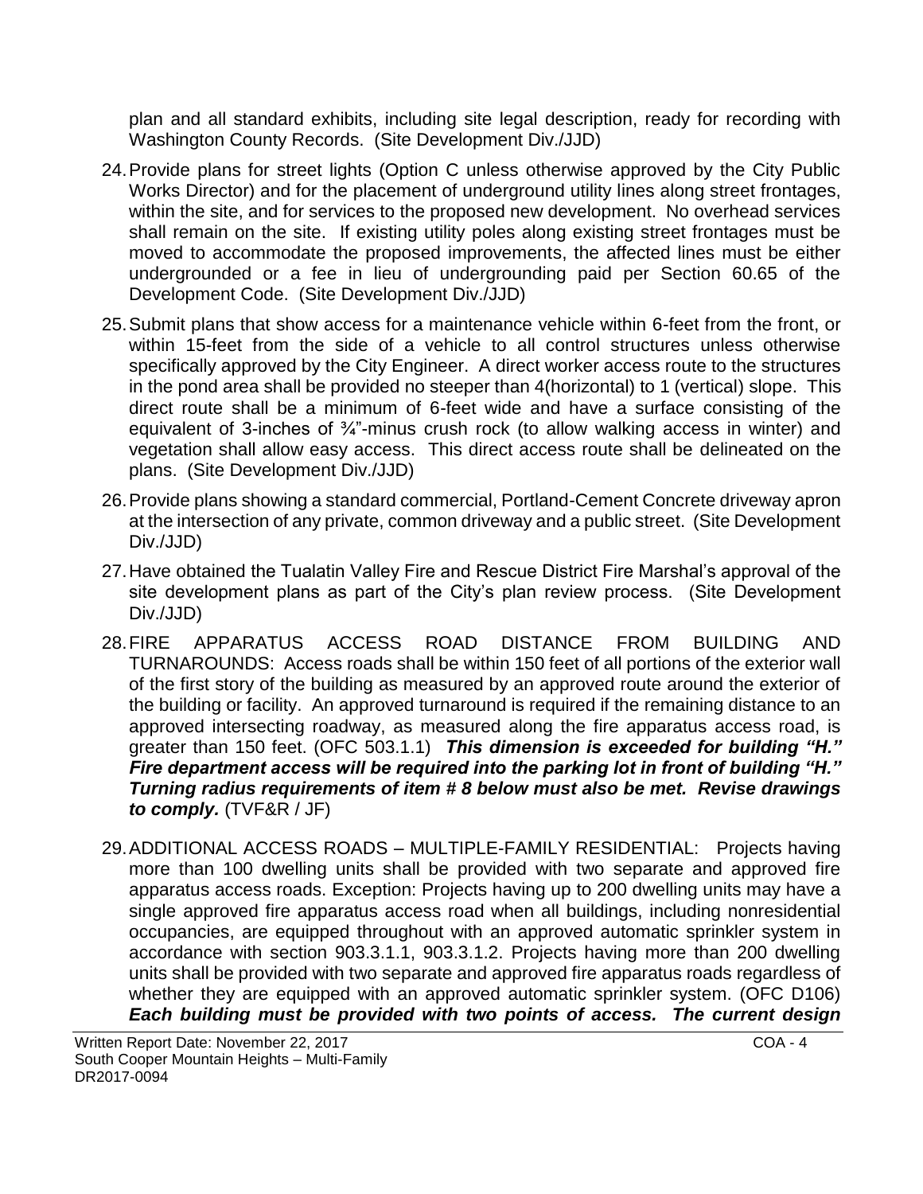plan and all standard exhibits, including site legal description, ready for recording with Washington County Records. (Site Development Div./JJD)

24. Provide plans for street lights (Option C unless otherwise approved by the City Public Works Director) and for the placement of underground utility lines along street frontages, within the site, and for services to the proposed new development. No overhead services shall remain on the site. If existing utility poles along existing street frontages must be moved to accommodate the proposed improvements, the affected lines must be either undergrounded or a fee in lieu of undergrounding paid per Section 60.65 of the Development Code. (Site Development Div./JJD)

25. Submit plans that show access for a maintenance vehicle within 6-feet from the front, or within 15-feet from the side of a vehicle to all control structures unless otherwise specifically approved by the City Engineer. A direct worker access route to the structures in the pond area shall be provided no steeper than 4(horizontal) to 1 (vertical) slope. This direct route shall be a minimum of 6-feet wide and have a surface consisting of the equivalent of 3-inches of ¾"-minus crush rock (to allow walking access in winter) and vegetation shall allow easy access. This direct access route shall be delineated on the plans. (Site Development Div./JJD)

26. Provide plans showing a standard commercial, Portland-Cement Concrete driveway apron at the intersection of any private, common driveway and a public street. (Site Development Div./JJD)

27. Have obtained the Tualatin Valley Fire and Rescue District Fire Marshal's approval of the site development plans as part of the City's plan review process. (Site Development Div./JJD)

28. FIRE APPARATUS ACCESS ROAD DISTANCE FROM BUILDING AND TURNAROUNDS: Access roads shall be within 150 feet of all portions of the exterior wall of the first story of the building as measured by an approved route around the exterior of the building or facility. An approved turnaround is required if the remaining distance to an approved intersecting roadway, as measured along the fire apparatus access road, is greater than 150 feet. (OFC 503.1.1) ***This dimension is exceeded for building "H." Fire department access will be required into the parking lot in front of building "H." Turning radius requirements of item # 8 below must also be met. Revise drawings to comply.*** (TVF&R / JF)

29. ADDITIONAL ACCESS ROADS – MULTIPLE-FAMILY RESIDENTIAL: Projects having more than 100 dwelling units shall be provided with two separate and approved fire apparatus access roads. Exception: Projects having up to 200 dwelling units may have a single approved fire apparatus access road when all buildings, including nonresidential occupancies, are equipped throughout with an approved automatic sprinkler system in accordance with section 903.3.1.1, 903.3.1.2. Projects having more than 200 dwelling units shall be provided with two separate and approved fire apparatus roads regardless of whether they are equipped with an approved automatic sprinkler system. (OFC D106) ***Each building must be provided with two points of access. The current design***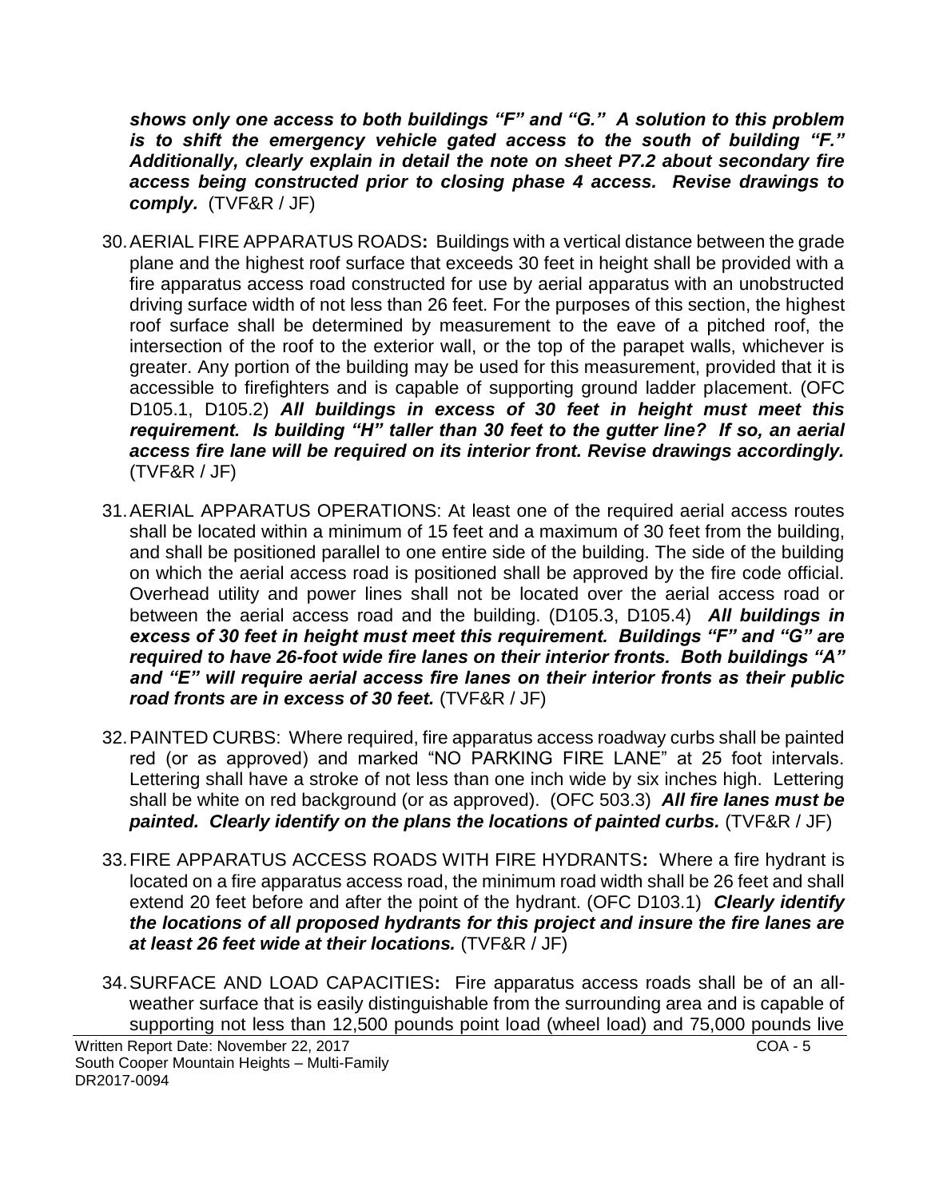***shows only one access to both buildings "F" and "G." A solution to this problem is to shift the emergency vehicle gated access to the south of building "F." Additionally, clearly explain in detail the note on sheet P7.2 about secondary fire access being constructed prior to closing phase 4 access. Revise drawings to comply.*** (TVF&R / JF)

30. AERIAL FIRE APPARATUS ROADS**:** Buildings with a vertical distance between the grade plane and the highest roof surface that exceeds 30 feet in height shall be provided with a fire apparatus access road constructed for use by aerial apparatus with an unobstructed driving surface width of not less than 26 feet. For the purposes of this section, the highest roof surface shall be determined by measurement to the eave of a pitched roof, the intersection of the roof to the exterior wall, or the top of the parapet walls, whichever is greater. Any portion of the building may be used for this measurement, provided that it is accessible to firefighters and is capable of supporting ground ladder placement. (OFC D105.1, D105.2) ***All buildings in excess of 30 feet in height must meet this requirement. Is building "H" taller than 30 feet to the gutter line? If so, an aerial access fire lane will be required on its interior front. Revise drawings accordingly.*** (TVF&R / JF)

31. AERIAL APPARATUS OPERATIONS: At least one of the required aerial access routes shall be located within a minimum of 15 feet and a maximum of 30 feet from the building, and shall be positioned parallel to one entire side of the building. The side of the building on which the aerial access road is positioned shall be approved by the fire code official. Overhead utility and power lines shall not be located over the aerial access road or between the aerial access road and the building. (D105.3, D105.4) ***All buildings in excess of 30 feet in height must meet this requirement. Buildings "F" and "G" are required to have 26-foot wide fire lanes on their interior fronts. Both buildings "A" and "E" will require aerial access fire lanes on their interior fronts as their public road fronts are in excess of 30 feet.*** (TVF&R / JF)

32. PAINTED CURBS: Where required, fire apparatus access roadway curbs shall be painted red (or as approved) and marked "NO PARKING FIRE LANE" at 25 foot intervals. Lettering shall have a stroke of not less than one inch wide by six inches high. Lettering shall be white on red background (or as approved). (OFC 503.3) ***All fire lanes must be painted. Clearly identify on the plans the locations of painted curbs.*** (TVF&R / JF)

33. FIRE APPARATUS ACCESS ROADS WITH FIRE HYDRANTS**:** Where a fire hydrant is located on a fire apparatus access road, the minimum road width shall be 26 feet and shall extend 20 feet before and after the point of the hydrant. (OFC D103.1) ***Clearly identify the locations of all proposed hydrants for this project and insure the fire lanes are at least 26 feet wide at their locations.*** (TVF&R / JF)

34. SURFACE AND LOAD CAPACITIES**:** Fire apparatus access roads shall be of an all-weather surface that is easily distinguishable from the surrounding area and is capable of supporting not less than 12,500 pounds point load (wheel load) and 75,000 pounds live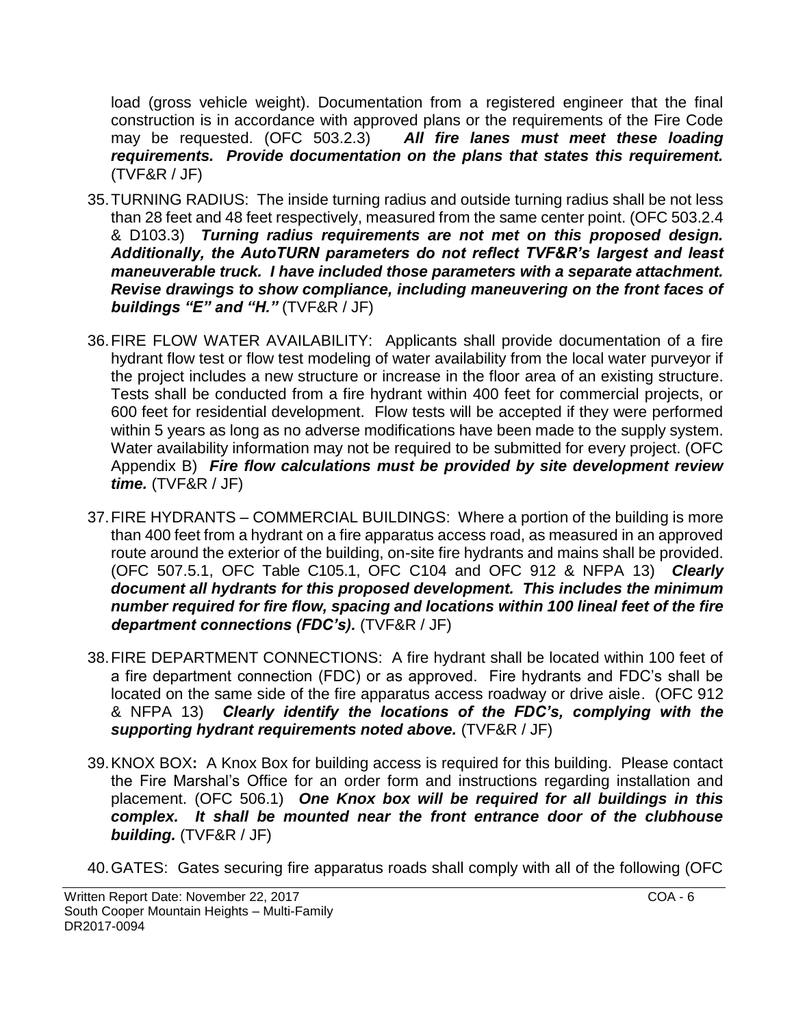load (gross vehicle weight). Documentation from a registered engineer that the final construction is in accordance with approved plans or the requirements of the Fire Code may be requested. (OFC 503.2.3) ***All fire lanes must meet these loading requirements. Provide documentation on the plans that states this requirement.*** (TVF&R / JF)

35. TURNING RADIUS: The inside turning radius and outside turning radius shall be not less than 28 feet and 48 feet respectively, measured from the same center point. (OFC 503.2.4 & D103.3) ***Turning radius requirements are not met on this proposed design. Additionally, the AutoTURN parameters do not reflect TVF&R's largest and least maneuverable truck. I have included those parameters with a separate attachment. Revise drawings to show compliance, including maneuvering on the front faces of buildings "E" and "H."*** (TVF&R / JF)

36. FIRE FLOW WATER AVAILABILITY: Applicants shall provide documentation of a fire hydrant flow test or flow test modeling of water availability from the local water purveyor if the project includes a new structure or increase in the floor area of an existing structure. Tests shall be conducted from a fire hydrant within 400 feet for commercial projects, or 600 feet for residential development. Flow tests will be accepted if they were performed within 5 years as long as no adverse modifications have been made to the supply system. Water availability information may not be required to be submitted for every project. (OFC Appendix B) ***Fire flow calculations must be provided by site development review time.*** (TVF&R / JF)

37. FIRE HYDRANTS – COMMERCIAL BUILDINGS: Where a portion of the building is more than 400 feet from a hydrant on a fire apparatus access road, as measured in an approved route around the exterior of the building, on-site fire hydrants and mains shall be provided. (OFC 507.5.1, OFC Table C105.1, OFC C104 and OFC 912 & NFPA 13) ***Clearly document all hydrants for this proposed development. This includes the minimum number required for fire flow, spacing and locations within 100 lineal feet of the fire department connections (FDC's).*** (TVF&R / JF)

38. FIRE DEPARTMENT CONNECTIONS: A fire hydrant shall be located within 100 feet of a fire department connection (FDC) or as approved. Fire hydrants and FDC's shall be located on the same side of the fire apparatus access roadway or drive aisle. (OFC 912 & NFPA 13) ***Clearly identify the locations of the FDC's, complying with the supporting hydrant requirements noted above.*** (TVF&R / JF)

39. KNOX BOX**:** A Knox Box for building access is required for this building. Please contact the Fire Marshal's Office for an order form and instructions regarding installation and placement. (OFC 506.1) ***One Knox box will be required for all buildings in this complex. It shall be mounted near the front entrance door of the clubhouse building.*** (TVF&R / JF)

40. GATES: Gates securing fire apparatus roads shall comply with all of the following (OFC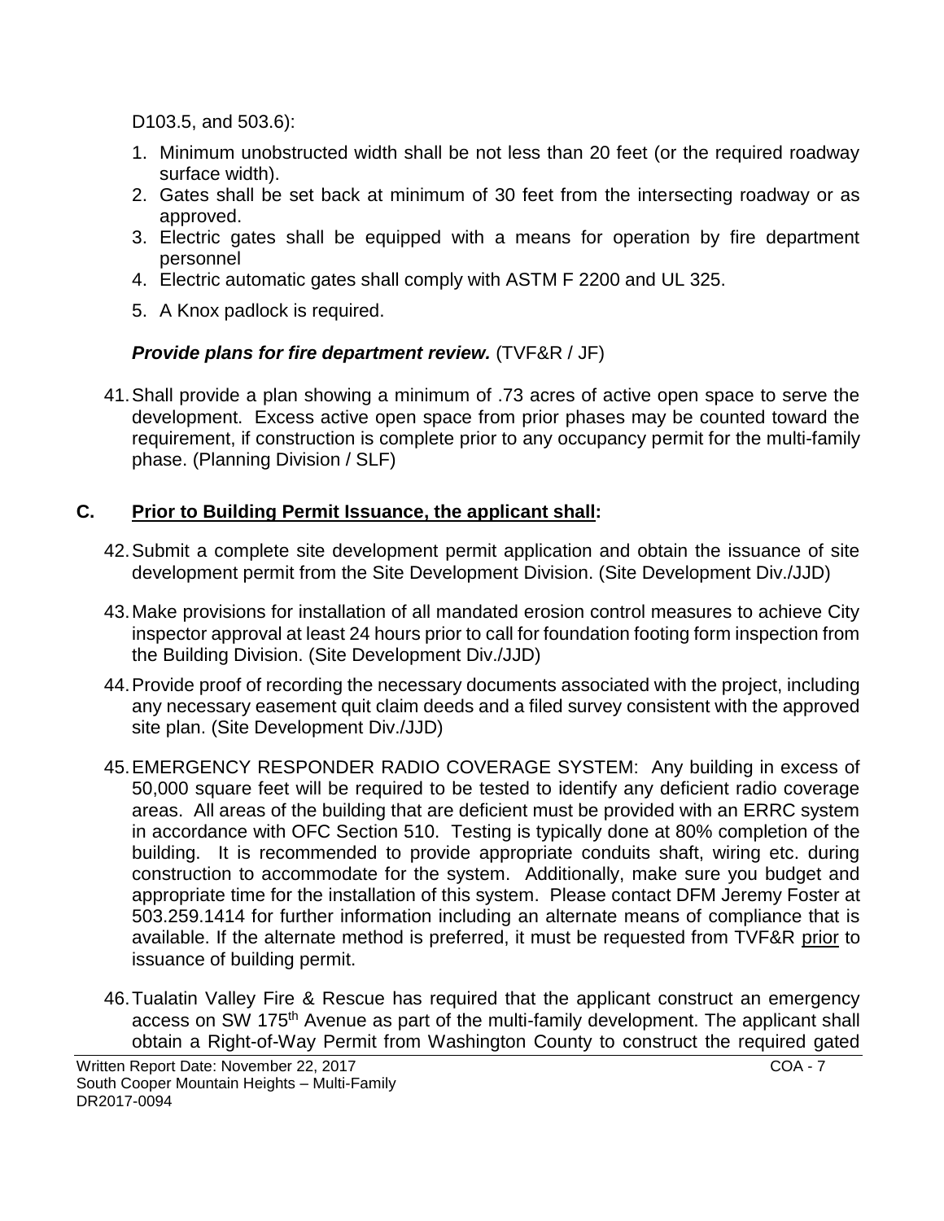D103.5, and 503.6):

1. Minimum unobstructed width shall be not less than 20 feet (or the required roadway surface width).
2. Gates shall be set back at minimum of 30 feet from the intersecting roadway or as approved.
3. Electric gates shall be equipped with a means for operation by fire department personnel
4. Electric automatic gates shall comply with ASTM F 2200 and UL 325.
5. A Knox padlock is required.

***Provide plans for fire department review.*** (TVF&R / JF)

41. Shall provide a plan showing a minimum of .73 acres of active open space to serve the development. Excess active open space from prior phases may be counted toward the requirement, if construction is complete prior to any occupancy permit for the multi-family phase. (Planning Division / SLF)

## C. Prior to Building Permit Issuance, the applicant shall:

42. Submit a complete site development permit application and obtain the issuance of site development permit from the Site Development Division. (Site Development Div./JJD)

43. Make provisions for installation of all mandated erosion control measures to achieve City inspector approval at least 24 hours prior to call for foundation footing form inspection from the Building Division. (Site Development Div./JJD)

44. Provide proof of recording the necessary documents associated with the project, including any necessary easement quit claim deeds and a filed survey consistent with the approved site plan. (Site Development Div./JJD)

45. EMERGENCY RESPONDER RADIO COVERAGE SYSTEM: Any building in excess of 50,000 square feet will be required to be tested to identify any deficient radio coverage areas. All areas of the building that are deficient must be provided with an ERRC system in accordance with OFC Section 510. Testing is typically done at 80% completion of the building. It is recommended to provide appropriate conduits shaft, wiring etc. during construction to accommodate for the system. Additionally, make sure you budget and appropriate time for the installation of this system. Please contact DFM Jeremy Foster at 503.259.1414 for further information including an alternate means of compliance that is available. If the alternate method is preferred, it must be requested from TVF&R prior to issuance of building permit.

46. Tualatin Valley Fire & Rescue has required that the applicant construct an emergency access on SW 175th Avenue as part of the multi-family development. The applicant shall obtain a Right-of-Way Permit from Washington County to construct the required gated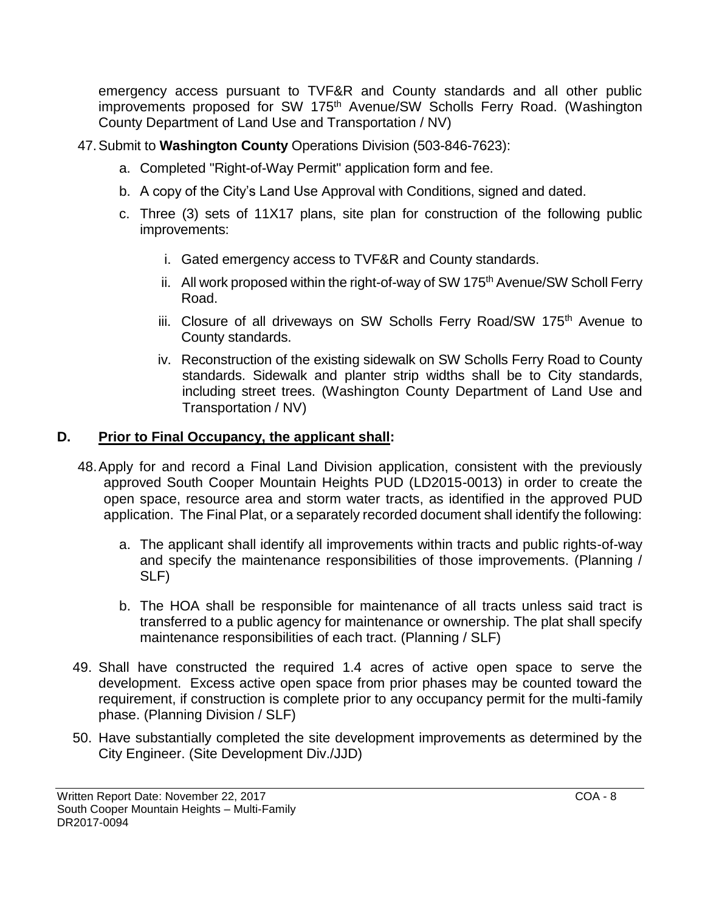emergency access pursuant to TVF&R and County standards and all other public improvements proposed for SW 175th Avenue/SW Scholls Ferry Road. (Washington County Department of Land Use and Transportation / NV)

47. Submit to **Washington County** Operations Division (503-846-7623):

    a. Completed "Right-of-Way Permit" application form and fee.

    b. A copy of the City's Land Use Approval with Conditions, signed and dated.

    c. Three (3) sets of 11X17 plans, site plan for construction of the following public improvements:

        i. Gated emergency access to TVF&R and County standards.

        ii. All work proposed within the right-of-way of SW 175th Avenue/SW Scholl Ferry Road.

        iii. Closure of all driveways on SW Scholls Ferry Road/SW 175th Avenue to County standards.

        iv. Reconstruction of the existing sidewalk on SW Scholls Ferry Road to County standards. Sidewalk and planter strip widths shall be to City standards, including street trees. (Washington County Department of Land Use and Transportation / NV)

## D. <u>Prior to Final Occupancy, the applicant shall</u>:

48. Apply for and record a Final Land Division application, consistent with the previously approved South Cooper Mountain Heights PUD (LD2015-0013) in order to create the open space, resource area and storm water tracts, as identified in the approved PUD application. The Final Plat, or a separately recorded document shall identify the following:

    a. The applicant shall identify all improvements within tracts and public rights-of-way and specify the maintenance responsibilities of those improvements. (Planning / SLF)

    b. The HOA shall be responsible for maintenance of all tracts unless said tract is transferred to a public agency for maintenance or ownership. The plat shall specify maintenance responsibilities of each tract. (Planning / SLF)

49. Shall have constructed the required 1.4 acres of active open space to serve the development. Excess active open space from prior phases may be counted toward the requirement, if construction is complete prior to any occupancy permit for the multi-family phase. (Planning Division / SLF)

50. Have substantially completed the site development improvements as determined by the City Engineer. (Site Development Div./JJD)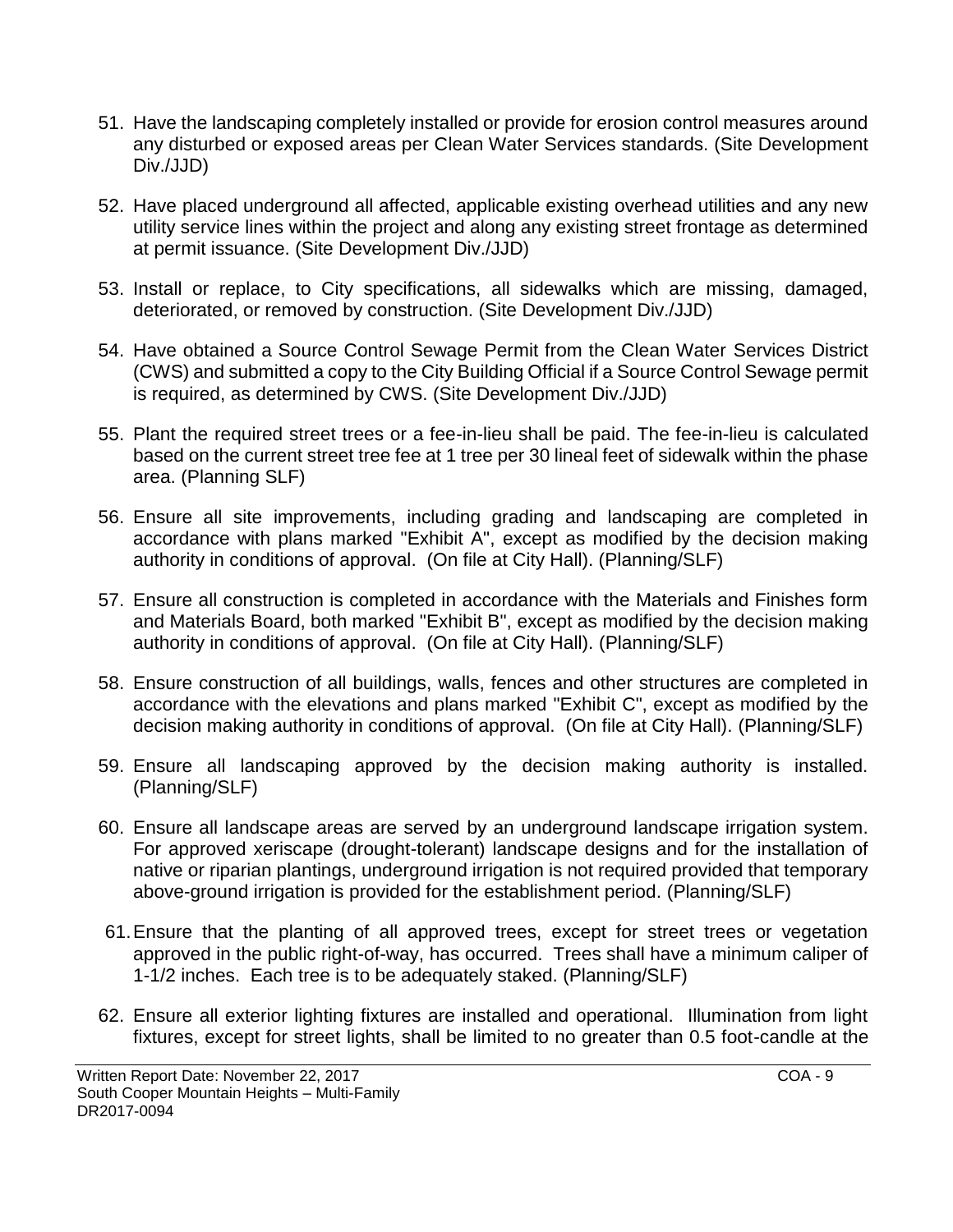51. Have the landscaping completely installed or provide for erosion control measures around any disturbed or exposed areas per Clean Water Services standards. (Site Development Div./JJD)

52. Have placed underground all affected, applicable existing overhead utilities and any new utility service lines within the project and along any existing street frontage as determined at permit issuance. (Site Development Div./JJD)

53. Install or replace, to City specifications, all sidewalks which are missing, damaged, deteriorated, or removed by construction. (Site Development Div./JJD)

54. Have obtained a Source Control Sewage Permit from the Clean Water Services District (CWS) and submitted a copy to the City Building Official if a Source Control Sewage permit is required, as determined by CWS. (Site Development Div./JJD)

55. Plant the required street trees or a fee-in-lieu shall be paid. The fee-in-lieu is calculated based on the current street tree fee at 1 tree per 30 lineal feet of sidewalk within the phase area. (Planning SLF)

56. Ensure all site improvements, including grading and landscaping are completed in accordance with plans marked "Exhibit A", except as modified by the decision making authority in conditions of approval. (On file at City Hall). (Planning/SLF)

57. Ensure all construction is completed in accordance with the Materials and Finishes form and Materials Board, both marked "Exhibit B", except as modified by the decision making authority in conditions of approval. (On file at City Hall). (Planning/SLF)

58. Ensure construction of all buildings, walls, fences and other structures are completed in accordance with the elevations and plans marked "Exhibit C", except as modified by the decision making authority in conditions of approval. (On file at City Hall). (Planning/SLF)

59. Ensure all landscaping approved by the decision making authority is installed. (Planning/SLF)

60. Ensure all landscape areas are served by an underground landscape irrigation system. For approved xeriscape (drought-tolerant) landscape designs and for the installation of native or riparian plantings, underground irrigation is not required provided that temporary above-ground irrigation is provided for the establishment period. (Planning/SLF)

61. Ensure that the planting of all approved trees, except for street trees or vegetation approved in the public right-of-way, has occurred. Trees shall have a minimum caliper of 1-1/2 inches. Each tree is to be adequately staked. (Planning/SLF)

62. Ensure all exterior lighting fixtures are installed and operational. Illumination from light fixtures, except for street lights, shall be limited to no greater than 0.5 foot-candle at the

Written Report Date: November 22, 2017
South Cooper Mountain Heights – Multi-Family
DR2017-0094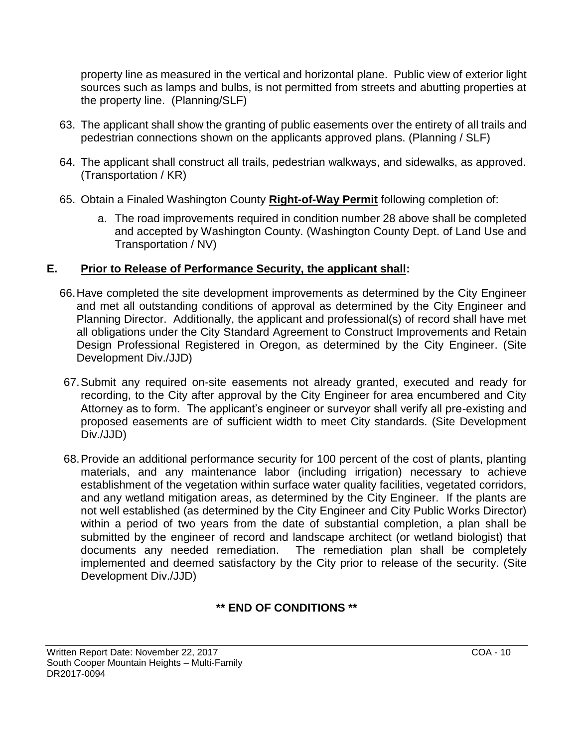property line as measured in the vertical and horizontal plane. Public view of exterior light sources such as lamps and bulbs, is not permitted from streets and abutting properties at the property line. (Planning/SLF)

63. The applicant shall show the granting of public easements over the entirety of all trails and pedestrian connections shown on the applicants approved plans. (Planning / SLF)

64. The applicant shall construct all trails, pedestrian walkways, and sidewalks, as approved. (Transportation / KR)

65. Obtain a Finaled Washington County **Right-of-Way Permit** following completion of:

    a. The road improvements required in condition number 28 above shall be completed and accepted by Washington County. (Washington County Dept. of Land Use and Transportation / NV)

## E. **Prior to Release of Performance Security, the applicant shall:**

66. Have completed the site development improvements as determined by the City Engineer and met all outstanding conditions of approval as determined by the City Engineer and Planning Director. Additionally, the applicant and professional(s) of record shall have met all obligations under the City Standard Agreement to Construct Improvements and Retain Design Professional Registered in Oregon, as determined by the City Engineer. (Site Development Div./JJD)

67. Submit any required on-site easements not already granted, executed and ready for recording, to the City after approval by the City Engineer for area encumbered and City Attorney as to form. The applicant's engineer or surveyor shall verify all pre-existing and proposed easements are of sufficient width to meet City standards. (Site Development Div./JJD)

68. Provide an additional performance security for 100 percent of the cost of plants, planting materials, and any maintenance labor (including irrigation) necessary to achieve establishment of the vegetation within surface water quality facilities, vegetated corridors, and any wetland mitigation areas, as determined by the City Engineer. If the plants are not well established (as determined by the City Engineer and City Public Works Director) within a period of two years from the date of substantial completion, a plan shall be submitted by the engineer of record and landscape architect (or wetland biologist) that documents any needed remediation. The remediation plan shall be completely implemented and deemed satisfactory by the City prior to release of the security. (Site Development Div./JJD)

**\** END OF CONDITIONS \****

Written Report Date: November 22, 2017
South Cooper Mountain Heights – Multi-Family
DR2017-0094